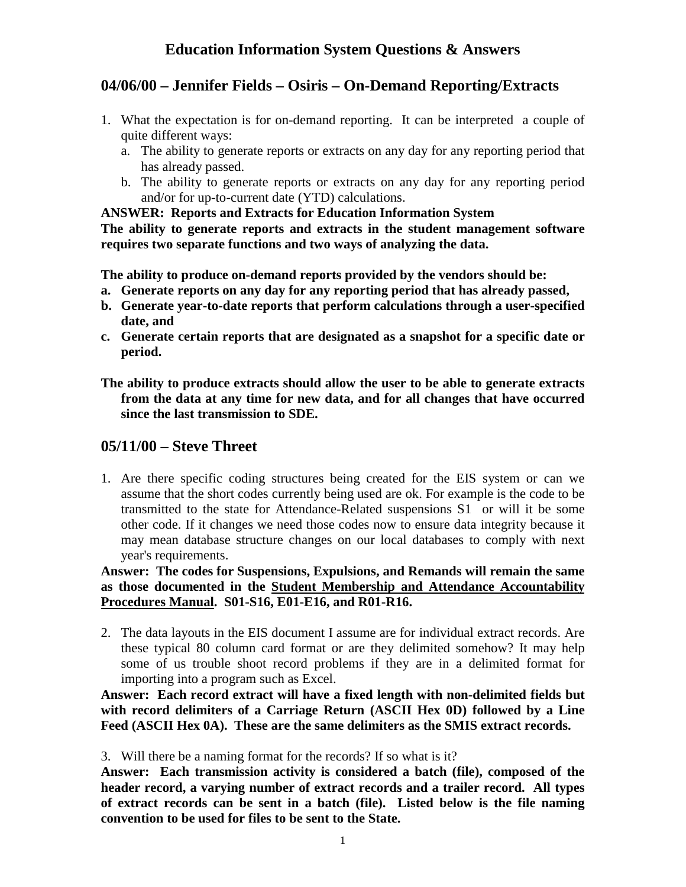# Education Information System Questions & Answers

## 04/06/00 – Jennifer Fields – Osiris – On-Demand Reporting/Extracts

1. What the expectation is for on-demand reporting. It can be interpreted a couple of quite different ways:
   a. The ability to generate reports or extracts on any day for any reporting period that has already passed.
   b. The ability to generate reports or extracts on any day for any reporting period and/or for up-to-current date (YTD) calculations.

**ANSWER: Reports and Extracts for Education Information System**
**The ability to generate reports and extracts in the student management software requires two separate functions and two ways of analyzing the data.**

**The ability to produce on-demand reports provided by the vendors should be:**

**a. Generate reports on any day for any reporting period that has already passed,**
**b. Generate year-to-date reports that perform calculations through a user-specified date, and**
**c. Generate certain reports that are designated as a snapshot for a specific date or period.**

**The ability to produce extracts should allow the user to be able to generate extracts from the data at any time for new data, and for all changes that have occurred since the last transmission to SDE.**

## 05/11/00 – Steve Threet

1. Are there specific coding structures being created for the EIS system or can we assume that the short codes currently being used are ok. For example is the code to be transmitted to the state for Attendance-Related suspensions S1 or will it be some other code. If it changes we need those codes now to ensure data integrity because it may mean database structure changes on our local databases to comply with next year's requirements.

**Answer: The codes for Suspensions, Expulsions, and Remands will remain the same as those documented in the <u>Student Membership and Attendance Accountability Procedures Manual</u>. S01-S16, E01-E16, and R01-R16.**

2. The data layouts in the EIS document I assume are for individual extract records. Are these typical 80 column card format or are they delimited somehow? It may help some of us trouble shoot record problems if they are in a delimited format for importing into a program such as Excel.

**Answer: Each record extract will have a fixed length with non-delimited fields but with record delimiters of a Carriage Return (ASCII Hex 0D) followed by a Line Feed (ASCII Hex 0A). These are the same delimiters as the SMIS extract records.**

3. Will there be a naming format for the records? If so what is it?

**Answer: Each transmission activity is considered a batch (file), composed of the header record, a varying number of extract records and a trailer record. All types of extract records can be sent in a batch (file). Listed below is the file naming convention to be used for files to be sent to the State.**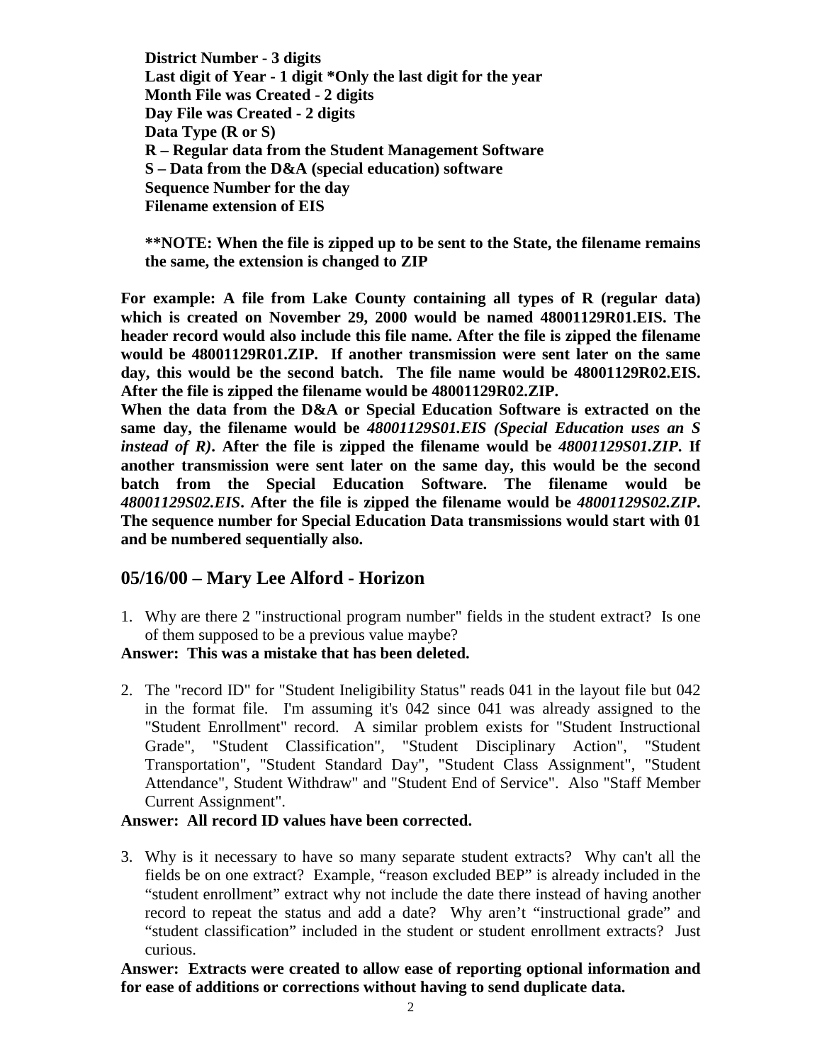**District Number - 3 digits**
**Last digit of Year - 1 digit *Only the last digit for the year**
**Month File was Created - 2 digits**
**Day File was Created - 2 digits**
**Data Type (R or S)**
**R – Regular data from the Student Management Software**
**S – Data from the D&A (special education) software**
**Sequence Number for the day**
**Filename extension of EIS**

****NOTE: When the file is zipped up to be sent to the State, the filename remains the same, the extension is changed to ZIP**

**For example: A file from Lake County containing all types of R (regular data) which is created on November 29, 2000 would be named 48001129R01.EIS. The header record would also include this file name. After the file is zipped the filename would be 48001129R01.ZIP. If another transmission were sent later on the same day, this would be the second batch. The file name would be 48001129R02.EIS. After the file is zipped the filename would be 48001129R02.ZIP.**
**When the data from the D&A or Special Education Software is extracted on the same day, the filename would be *48001129S01.EIS (Special Education uses an S instead of R)*. After the file is zipped the filename would be *48001129S01.ZIP*. If another transmission were sent later on the same day, this would be the second batch from the Special Education Software. The filename would be *48001129S02.EIS*. After the file is zipped the filename would be *48001129S02.ZIP*. The sequence number for Special Education Data transmissions would start with 01 and be numbered sequentially also.**

## 05/16/00 – Mary Lee Alford - Horizon

1. Why are there 2 "instructional program number" fields in the student extract? Is one of them supposed to be a previous value maybe?

**Answer: This was a mistake that has been deleted.**

2. The "record ID" for "Student Ineligibility Status" reads 041 in the layout file but 042 in the format file. I'm assuming it's 042 since 041 was already assigned to the "Student Enrollment" record. A similar problem exists for "Student Instructional Grade", "Student Classification", "Student Disciplinary Action", "Student Transportation", "Student Standard Day", "Student Class Assignment", "Student Attendance", Student Withdraw" and "Student End of Service". Also "Staff Member Current Assignment".

**Answer: All record ID values have been corrected.**

3. Why is it necessary to have so many separate student extracts? Why can't all the fields be on one extract? Example, "reason excluded BEP" is already included in the "student enrollment" extract why not include the date there instead of having another record to repeat the status and add a date? Why aren't "instructional grade" and "student classification" included in the student or student enrollment extracts? Just curious.

**Answer: Extracts were created to allow ease of reporting optional information and for ease of additions or corrections without having to send duplicate data.**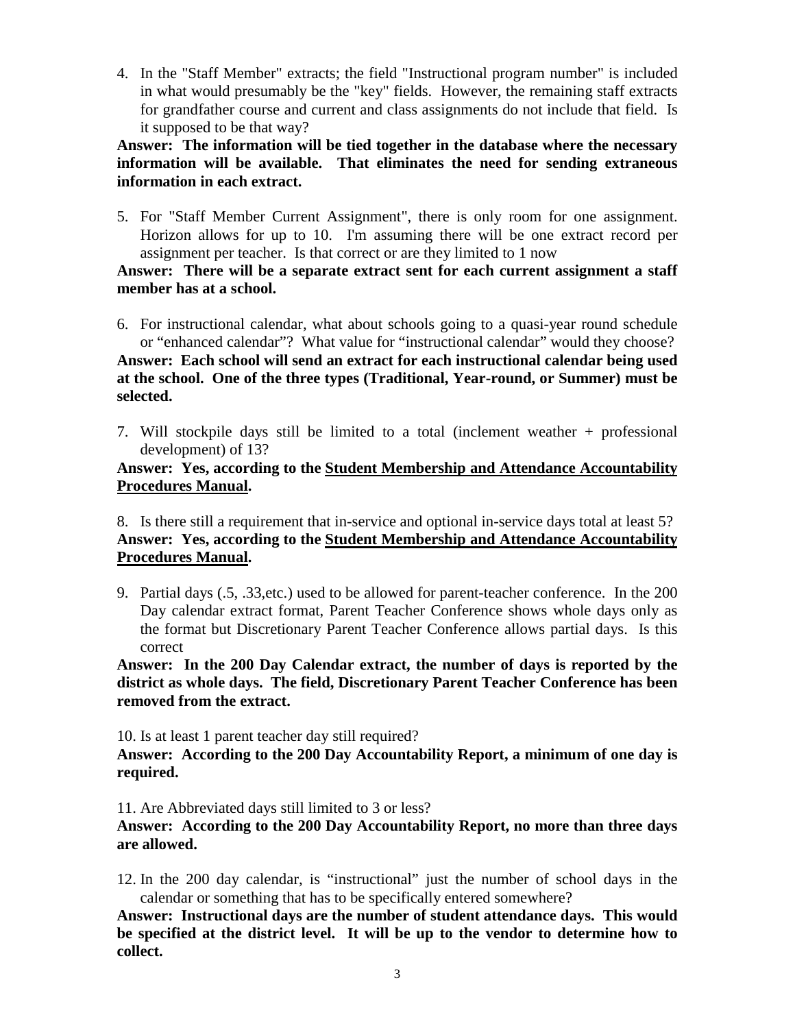4. In the "Staff Member" extracts; the field "Instructional program number" is included in what would presumably be the "key" fields. However, the remaining staff extracts for grandfather course and current and class assignments do not include that field. Is it supposed to be that way?

**Answer: The information will be tied together in the database where the necessary information will be available. That eliminates the need for sending extraneous information in each extract.**

5. For "Staff Member Current Assignment", there is only room for one assignment. Horizon allows for up to 10. I'm assuming there will be one extract record per assignment per teacher. Is that correct or are they limited to 1 now

**Answer: There will be a separate extract sent for each current assignment a staff member has at a school.**

6. For instructional calendar, what about schools going to a quasi-year round schedule or "enhanced calendar"? What value for "instructional calendar" would they choose?

**Answer: Each school will send an extract for each instructional calendar being used at the school. One of the three types (Traditional, Year-round, or Summer) must be selected.**

7. Will stockpile days still be limited to a total (inclement weather + professional development) of 13?

**Answer: Yes, according to the <u>Student Membership and Attendance Accountability Procedures Manual</u>.**

8. Is there still a requirement that in-service and optional in-service days total at least 5?

**Answer: Yes, according to the <u>Student Membership and Attendance Accountability Procedures Manual</u>.**

9. Partial days (.5, .33,etc.) used to be allowed for parent-teacher conference. In the 200 Day calendar extract format, Parent Teacher Conference shows whole days only as the format but Discretionary Parent Teacher Conference allows partial days. Is this correct

**Answer: In the 200 Day Calendar extract, the number of days is reported by the district as whole days. The field, Discretionary Parent Teacher Conference has been removed from the extract.**

10. Is at least 1 parent teacher day still required?

**Answer: According to the 200 Day Accountability Report, a minimum of one day is required.**

11. Are Abbreviated days still limited to 3 or less?

**Answer: According to the 200 Day Accountability Report, no more than three days are allowed.**

12. In the 200 day calendar, is "instructional" just the number of school days in the calendar or something that has to be specifically entered somewhere?

**Answer: Instructional days are the number of student attendance days. This would be specified at the district level. It will be up to the vendor to determine how to collect.**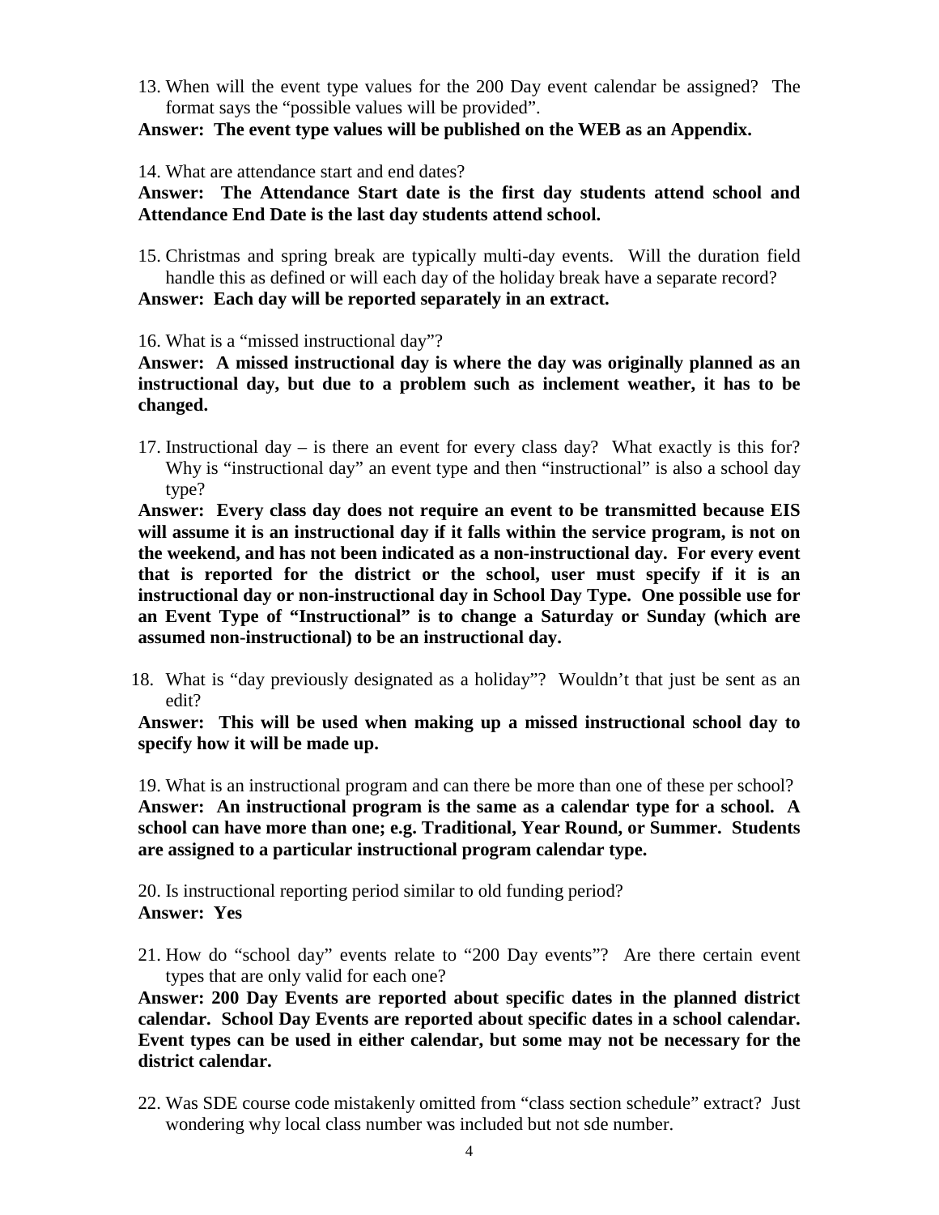13. When will the event type values for the 200 Day event calendar be assigned? The format says the "possible values will be provided".

**Answer: The event type values will be published on the WEB as an Appendix.**

14. What are attendance start and end dates?

**Answer: The Attendance Start date is the first day students attend school and Attendance End Date is the last day students attend school.**

15. Christmas and spring break are typically multi-day events. Will the duration field handle this as defined or will each day of the holiday break have a separate record?

**Answer: Each day will be reported separately in an extract.**

16. What is a "missed instructional day"?

**Answer: A missed instructional day is where the day was originally planned as an instructional day, but due to a problem such as inclement weather, it has to be changed.**

17. Instructional day – is there an event for every class day? What exactly is this for? Why is "instructional day" an event type and then "instructional" is also a school day type?

**Answer: Every class day does not require an event to be transmitted because EIS will assume it is an instructional day if it falls within the service program, is not on the weekend, and has not been indicated as a non-instructional day. For every event that is reported for the district or the school, user must specify if it is an instructional day or non-instructional day in School Day Type. One possible use for an Event Type of "Instructional" is to change a Saturday or Sunday (which are assumed non-instructional) to be an instructional day.**

18. What is "day previously designated as a holiday"? Wouldn't that just be sent as an edit?

**Answer: This will be used when making up a missed instructional school day to specify how it will be made up.**

19. What is an instructional program and can there be more than one of these per school?

**Answer: An instructional program is the same as a calendar type for a school. A school can have more than one; e.g. Traditional, Year Round, or Summer. Students are assigned to a particular instructional program calendar type.**

20. Is instructional reporting period similar to old funding period?

**Answer: Yes**

21. How do "school day" events relate to "200 Day events"? Are there certain event types that are only valid for each one?

**Answer: 200 Day Events are reported about specific dates in the planned district calendar. School Day Events are reported about specific dates in a school calendar. Event types can be used in either calendar, but some may not be necessary for the district calendar.**

22. Was SDE course code mistakenly omitted from "class section schedule" extract? Just wondering why local class number was included but not sde number.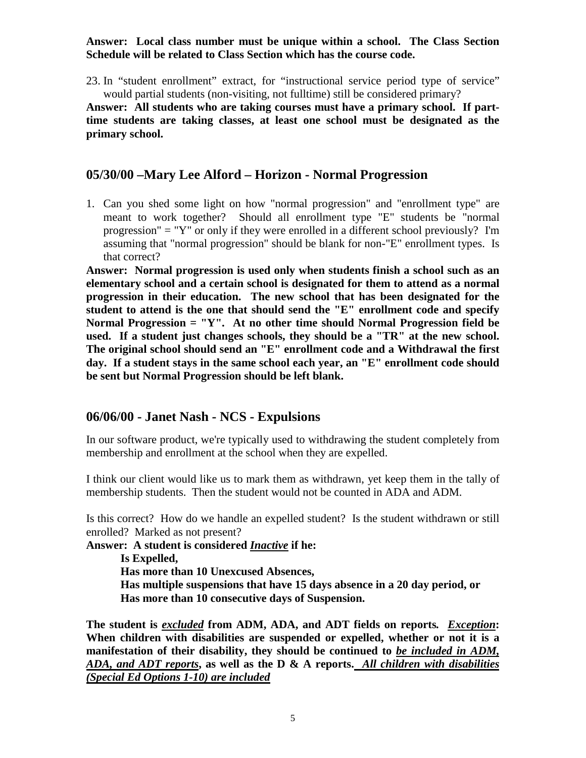**Answer: Local class number must be unique within a school. The Class Section Schedule will be related to Class Section which has the course code.**

23. In "student enrollment" extract, for "instructional service period type of service" would partial students (non-visiting, not fulltime) still be considered primary?

**Answer: All students who are taking courses must have a primary school. If part-time students are taking classes, at least one school must be designated as the primary school.**

## 05/30/00 –Mary Lee Alford – Horizon - Normal Progression

1. Can you shed some light on how "normal progression" and "enrollment type" are meant to work together? Should all enrollment type "E" students be "normal progression" = "Y" or only if they were enrolled in a different school previously? I'm assuming that "normal progression" should be blank for non-"E" enrollment types. Is that correct?

**Answer: Normal progression is used only when students finish a school such as an elementary school and a certain school is designated for them to attend as a normal progression in their education. The new school that has been designated for the student to attend is the one that should send the "E" enrollment code and specify Normal Progression = "Y". At no other time should Normal Progression field be used. If a student just changes schools, they should be a "TR" at the new school. The original school should send an "E" enrollment code and a Withdrawal the first day. If a student stays in the same school each year, an "E" enrollment code should be sent but Normal Progression should be left blank.**

## 06/06/00 - Janet Nash - NCS - Expulsions

In our software product, we're typically used to withdrawing the student completely from membership and enrollment at the school when they are expelled.

I think our client would like us to mark them as withdrawn, yet keep them in the tally of membership students. Then the student would not be counted in ADA and ADM.

Is this correct? How do we handle an expelled student? Is the student withdrawn or still enrolled? Marked as not present?

**Answer: A student is considered *Inactive* if he:**

**Is Expelled,**
**Has more than 10 Unexcused Absences,**
**Has multiple suspensions that have 15 days absence in a 20 day period, or**
**Has more than 10 consecutive days of Suspension.**

**The student is *excluded* from ADM, ADA, and ADT fields on reports. *Exception*: When children with disabilities are suspended or expelled, whether or not it is a manifestation of their disability, they should be continued to *be included in ADM, ADA, and ADT reports*, as well as the D & A reports. *All children with disabilities (Special Ed Options 1-10) are included***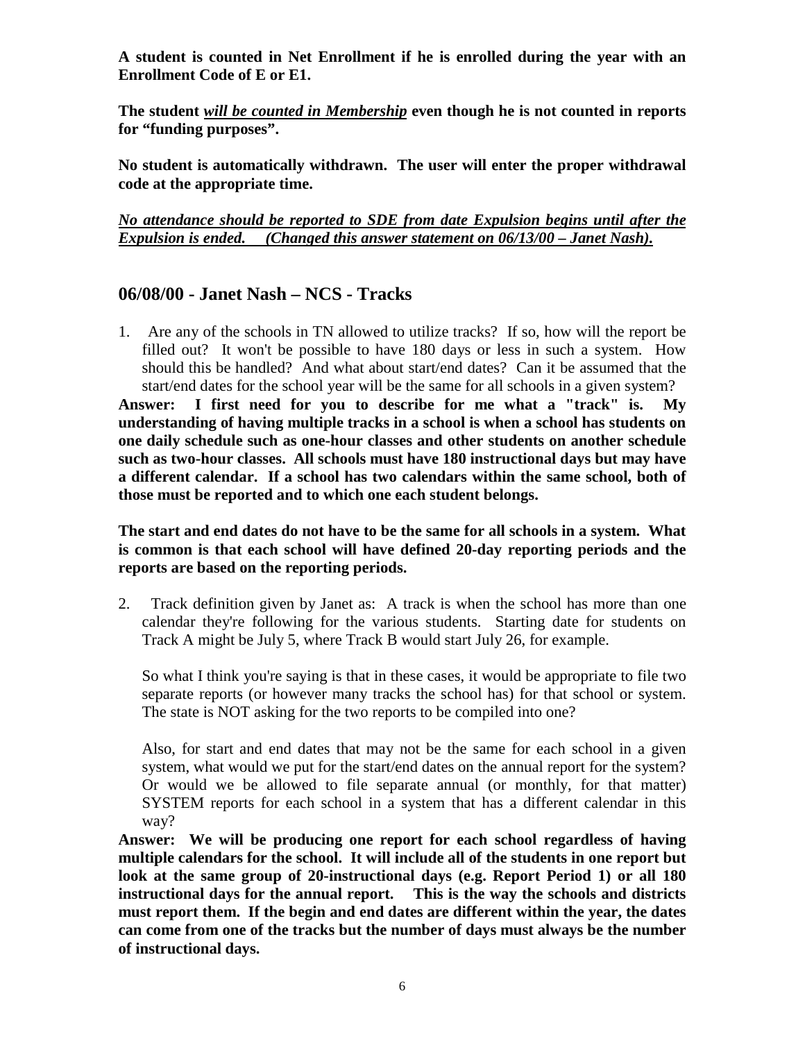**A student is counted in Net Enrollment if he is enrolled during the year with an Enrollment Code of E or E1.**

**The student *__will be counted in Membership__* even though he is not counted in reports for "funding purposes".**

**No student is automatically withdrawn. The user will enter the proper withdrawal code at the appropriate time.**

***__No attendance should be reported to SDE from date Expulsion begins until after the Expulsion is ended. (Changed this answer statement on 06/13/00 – Janet Nash).__***

## 06/08/00 - Janet Nash – NCS - Tracks

1. Are any of the schools in TN allowed to utilize tracks? If so, how will the report be filled out? It won't be possible to have 180 days or less in such a system. How should this be handled? And what about start/end dates? Can it be assumed that the start/end dates for the school year will be the same for all schools in a given system?

**Answer: I first need for you to describe for me what a "track" is. My understanding of having multiple tracks in a school is when a school has students on one daily schedule such as one-hour classes and other students on another schedule such as two-hour classes. All schools must have 180 instructional days but may have a different calendar. If a school has two calendars within the same school, both of those must be reported and to which one each student belongs.**

**The start and end dates do not have to be the same for all schools in a system. What is common is that each school will have defined 20-day reporting periods and the reports are based on the reporting periods.**

2. Track definition given by Janet as: A track is when the school has more than one calendar they're following for the various students. Starting date for students on Track A might be July 5, where Track B would start July 26, for example.

   So what I think you're saying is that in these cases, it would be appropriate to file two separate reports (or however many tracks the school has) for that school or system. The state is NOT asking for the two reports to be compiled into one?

   Also, for start and end dates that may not be the same for each school in a given system, what would we put for the start/end dates on the annual report for the system? Or would we be allowed to file separate annual (or monthly, for that matter) SYSTEM reports for each school in a system that has a different calendar in this way?

**Answer: We will be producing one report for each school regardless of having multiple calendars for the school. It will include all of the students in one report but look at the same group of 20-instructional days (e.g. Report Period 1) or all 180 instructional days for the annual report. This is the way the schools and districts must report them. If the begin and end dates are different within the year, the dates can come from one of the tracks but the number of days must always be the number of instructional days.**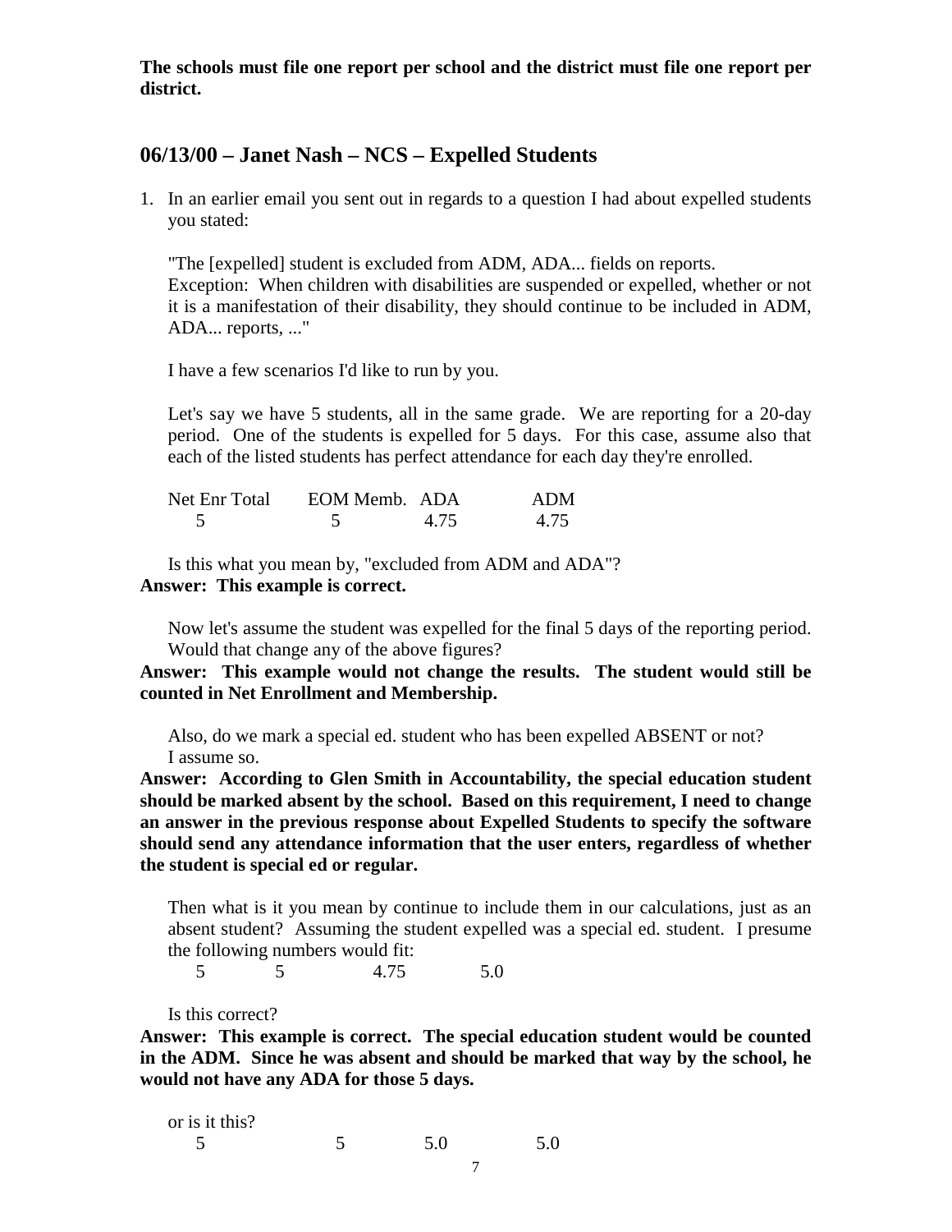**The schools must file one report per school and the district must file one report per district.**

## 06/13/00 – Janet Nash – NCS – Expelled Students

1. In an earlier email you sent out in regards to a question I had about expelled students you stated:

   "The [expelled] student is excluded from ADM, ADA... fields on reports.
   Exception: When children with disabilities are suspended or expelled, whether or not it is a manifestation of their disability, they should continue to be included in ADM, ADA... reports, ..."

   I have a few scenarios I'd like to run by you.

   Let's say we have 5 students, all in the same grade. We are reporting for a 20-day period. One of the students is expelled for 5 days. For this case, assume also that each of the listed students has perfect attendance for each day they're enrolled.

   | Net Enr Total | EOM Memb. | ADA | ADM |
   |---|---|---|---|
   | 5 | 5 | 4.75 | 4.75 |

   Is this what you mean by, "excluded from ADM and ADA"?

**Answer: This example is correct.**

   Now let's assume the student was expelled for the final 5 days of the reporting period. Would that change any of the above figures?

**Answer: This example would not change the results. The student would still be counted in Net Enrollment and Membership.**

   Also, do we mark a special ed. student who has been expelled ABSENT or not?
   I assume so.

**Answer: According to Glen Smith in Accountability, the special education student should be marked absent by the school. Based on this requirement, I need to change an answer in the previous response about Expelled Students to specify the software should send any attendance information that the user enters, regardless of whether the student is special ed or regular.**

   Then what is it you mean by continue to include them in our calculations, just as an absent student? Assuming the student expelled was a special ed. student. I presume the following numbers would fit:

   | | | | |
   |---|---|---|---|
   | 5 | 5 | 4.75 | 5.0 |

   Is this correct?

**Answer: This example is correct. The special education student would be counted in the ADM. Since he was absent and should be marked that way by the school, he would not have any ADA for those 5 days.**

   or is it this?

   | | | | |
   |---|---|---|---|
   | 5 | 5 | 5.0 | 5.0 |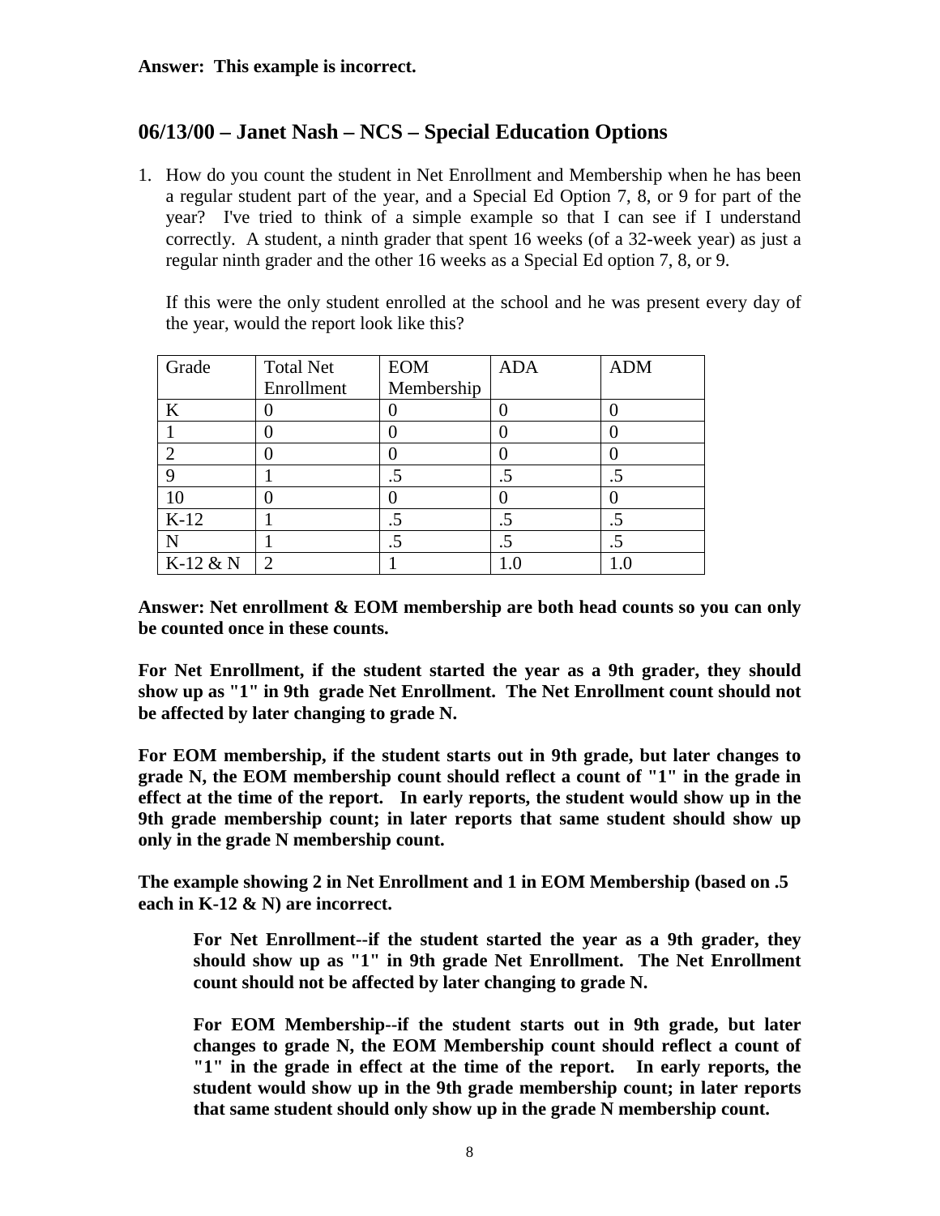**Answer: This example is incorrect.**

## 06/13/00 – Janet Nash – NCS – Special Education Options

1. How do you count the student in Net Enrollment and Membership when he has been a regular student part of the year, and a Special Ed Option 7, 8, or 9 for part of the year? I've tried to think of a simple example so that I can see if I understand correctly. A student, a ninth grader that spent 16 weeks (of a 32-week year) as just a regular ninth grader and the other 16 weeks as a Special Ed option 7, 8, or 9.

   If this were the only student enrolled at the school and he was present every day of the year, would the report look like this?

| Grade | Total Net Enrollment | EOM Membership | ADA | ADM |
|---|---|---|---|---|
| K | 0 | 0 | 0 | 0 |
| 1 | 0 | 0 | 0 | 0 |
| 2 | 0 | 0 | 0 | 0 |
| 9 | 1 | .5 | .5 | .5 |
| 10 | 0 | 0 | 0 | 0 |
| K-12 | 1 | .5 | .5 | .5 |
| N | 1 | .5 | .5 | .5 |
| K-12 & N | 2 | 1 | 1.0 | 1.0 |

**Answer: Net enrollment & EOM membership are both head counts so you can only be counted once in these counts.**

**For Net Enrollment, if the student started the year as a 9th grader, they should show up as "1" in 9th grade Net Enrollment. The Net Enrollment count should not be affected by later changing to grade N.**

**For EOM membership, if the student starts out in 9th grade, but later changes to grade N, the EOM membership count should reflect a count of "1" in the grade in effect at the time of the report. In early reports, the student would show up in the 9th grade membership count; in later reports that same student should show up only in the grade N membership count.**

**The example showing 2 in Net Enrollment and 1 in EOM Membership (based on .5 each in K-12 & N) are incorrect.**

> **For Net Enrollment--if the student started the year as a 9th grader, they should show up as "1" in 9th grade Net Enrollment. The Net Enrollment count should not be affected by later changing to grade N.**
>
> **For EOM Membership--if the student starts out in 9th grade, but later changes to grade N, the EOM Membership count should reflect a count of "1" in the grade in effect at the time of the report. In early reports, the student would show up in the 9th grade membership count; in later reports that same student should only show up in the grade N membership count.**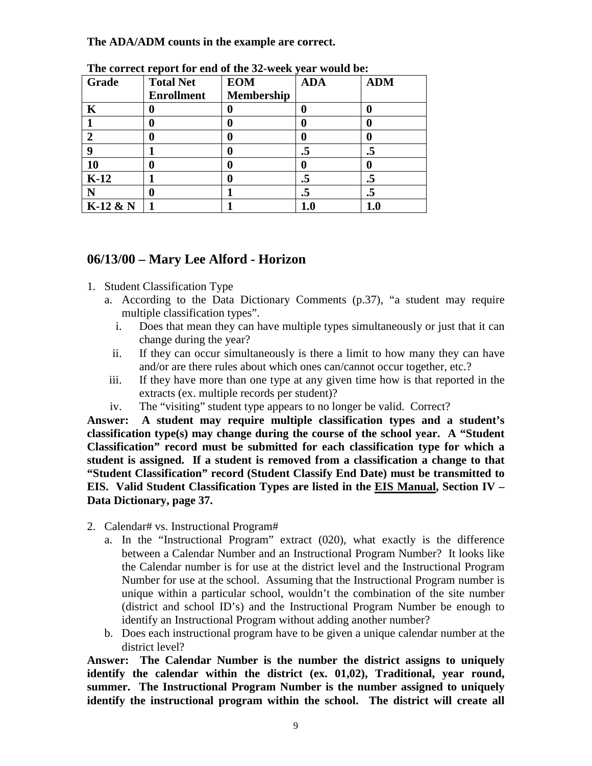**The ADA/ADM counts in the example are correct.**

**The correct report for end of the 32-week year would be:**

| Grade | Total Net Enrollment | EOM Membership | ADA | ADM |
|---|---|---|---|---|
| K | 0 | 0 | 0 | 0 |
| 1 | 0 | 0 | 0 | 0 |
| 2 | 0 | 0 | 0 | 0 |
| 9 | 1 | 0 | .5 | .5 |
| 10 | 0 | 0 | 0 | 0 |
| K-12 | 1 | 0 | .5 | .5 |
| N | 0 | 1 | .5 | .5 |
| K-12 & N | 1 | 1 | 1.0 | 1.0 |

## 06/13/00 – Mary Lee Alford - Horizon

1. Student Classification Type
   a. According to the Data Dictionary Comments (p.37), "a student may require multiple classification types".
      i. Does that mean they can have multiple types simultaneously or just that it can change during the year?
      ii. If they can occur simultaneously is there a limit to how many they can have and/or are there rules about which ones can/cannot occur together, etc.?
      iii. If they have more than one type at any given time how is that reported in the extracts (ex. multiple records per student)?
      iv. The "visiting" student type appears to no longer be valid. Correct?

**Answer: A student may require multiple classification types and a student's classification type(s) may change during the course of the school year. A "Student Classification" record must be submitted for each classification type for which a student is assigned. If a student is removed from a classification a change to that "Student Classification" record (Student Classify End Date) must be transmitted to EIS. Valid Student Classification Types are listed in the <u>EIS Manual</u>, Section IV – Data Dictionary, page 37.**

2. Calendar# vs. Instructional Program#
   a. In the "Instructional Program" extract (020), what exactly is the difference between a Calendar Number and an Instructional Program Number? It looks like the Calendar number is for use at the district level and the Instructional Program Number for use at the school. Assuming that the Instructional Program number is unique within a particular school, wouldn't the combination of the site number (district and school ID's) and the Instructional Program Number be enough to identify an Instructional Program without adding another number?
   b. Does each instructional program have to be given a unique calendar number at the district level?

**Answer: The Calendar Number is the number the district assigns to uniquely identify the calendar within the district (ex. 01,02), Traditional, year round, summer. The Instructional Program Number is the number assigned to uniquely identify the instructional program within the school. The district will create all**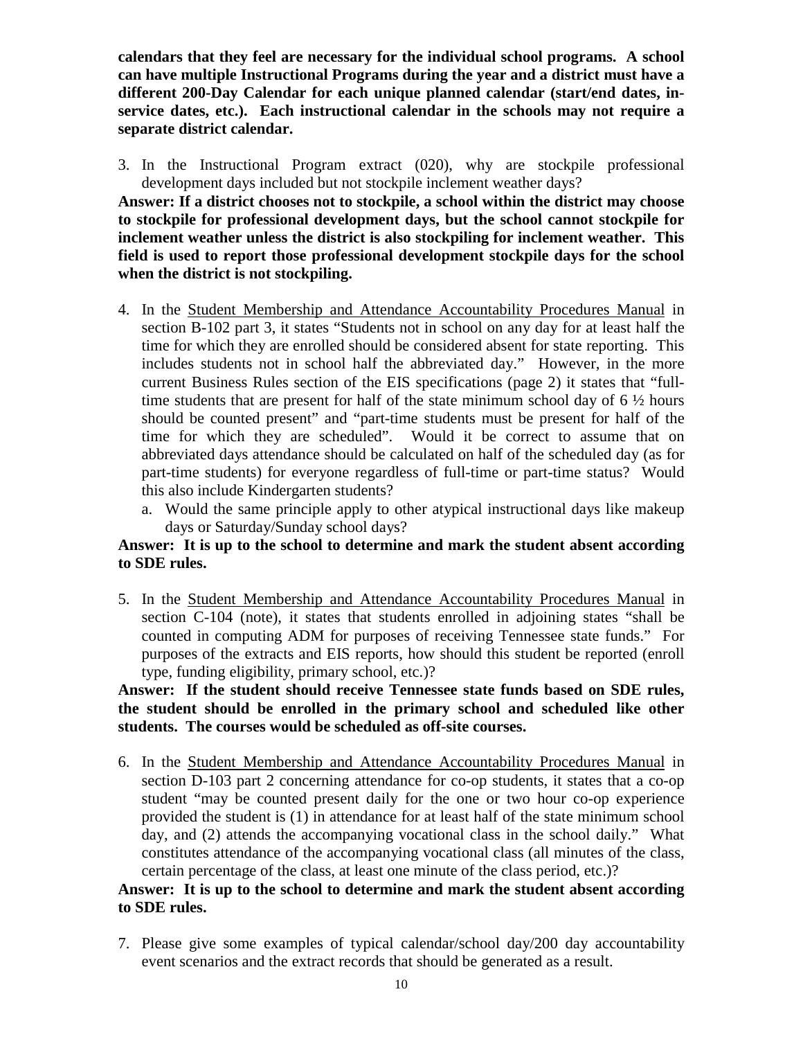**calendars that they feel are necessary for the individual school programs. A school can have multiple Instructional Programs during the year and a district must have a different 200-Day Calendar for each unique planned calendar (start/end dates, in-service dates, etc.). Each instructional calendar in the schools may not require a separate district calendar.**

3. In the Instructional Program extract (020), why are stockpile professional development days included but not stockpile inclement weather days?

**Answer: If a district chooses not to stockpile, a school within the district may choose to stockpile for professional development days, but the school cannot stockpile for inclement weather unless the district is also stockpiling for inclement weather. This field is used to report those professional development stockpile days for the school when the district is not stockpiling.**

4. In the Student Membership and Attendance Accountability Procedures Manual in section B-102 part 3, it states "Students not in school on any day for at least half the time for which they are enrolled should be considered absent for state reporting. This includes students not in school half the abbreviated day." However, in the more current Business Rules section of the EIS specifications (page 2) it states that "full-time students that are present for half of the state minimum school day of 6 ½ hours should be counted present" and "part-time students must be present for half of the time for which they are scheduled". Would it be correct to assume that on abbreviated days attendance should be calculated on half of the scheduled day (as for part-time students) for everyone regardless of full-time or part-time status? Would this also include Kindergarten students?
   a. Would the same principle apply to other atypical instructional days like makeup days or Saturday/Sunday school days?

**Answer: It is up to the school to determine and mark the student absent according to SDE rules.**

5. In the Student Membership and Attendance Accountability Procedures Manual in section C-104 (note), it states that students enrolled in adjoining states "shall be counted in computing ADM for purposes of receiving Tennessee state funds." For purposes of the extracts and EIS reports, how should this student be reported (enroll type, funding eligibility, primary school, etc.)?

**Answer: If the student should receive Tennessee state funds based on SDE rules, the student should be enrolled in the primary school and scheduled like other students. The courses would be scheduled as off-site courses.**

6. In the Student Membership and Attendance Accountability Procedures Manual in section D-103 part 2 concerning attendance for co-op students, it states that a co-op student "may be counted present daily for the one or two hour co-op experience provided the student is (1) in attendance for at least half of the state minimum school day, and (2) attends the accompanying vocational class in the school daily." What constitutes attendance of the accompanying vocational class (all minutes of the class, certain percentage of the class, at least one minute of the class period, etc.)?

**Answer: It is up to the school to determine and mark the student absent according to SDE rules.**

7. Please give some examples of typical calendar/school day/200 day accountability event scenarios and the extract records that should be generated as a result.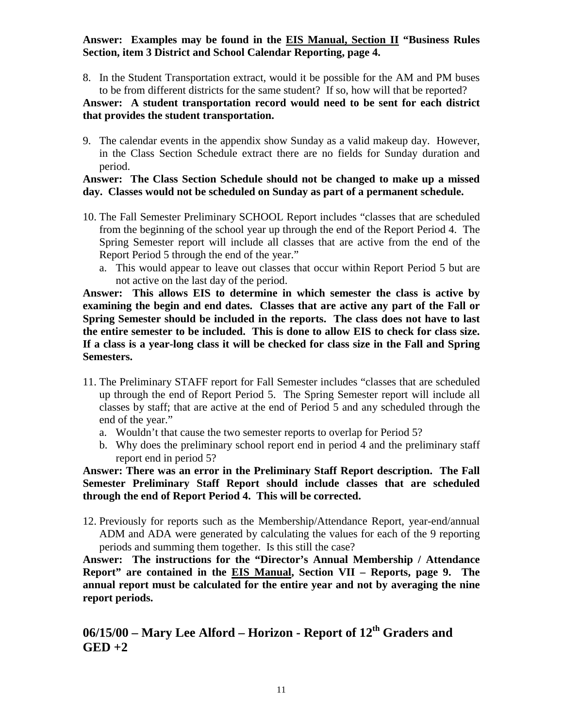**Answer: Examples may be found in the <u>EIS Manual, Section II</u> "Business Rules Section, item 3 District and School Calendar Reporting, page 4.**

8. In the Student Transportation extract, would it be possible for the AM and PM buses to be from different districts for the same student? If so, how will that be reported?

**Answer: A student transportation record would need to be sent for each district that provides the student transportation.**

9. The calendar events in the appendix show Sunday as a valid makeup day. However, in the Class Section Schedule extract there are no fields for Sunday duration and period.

**Answer: The Class Section Schedule should not be changed to make up a missed day. Classes would not be scheduled on Sunday as part of a permanent schedule.**

10. The Fall Semester Preliminary SCHOOL Report includes "classes that are scheduled from the beginning of the school year up through the end of the Report Period 4. The Spring Semester report will include all classes that are active from the end of the Report Period 5 through the end of the year."
    a. This would appear to leave out classes that occur within Report Period 5 but are not active on the last day of the period.

**Answer: This allows EIS to determine in which semester the class is active by examining the begin and end dates. Classes that are active any part of the Fall or Spring Semester should be included in the reports. The class does not have to last the entire semester to be included. This is done to allow EIS to check for class size. If a class is a year-long class it will be checked for class size in the Fall and Spring Semesters.**

11. The Preliminary STAFF report for Fall Semester includes "classes that are scheduled up through the end of Report Period 5. The Spring Semester report will include all classes by staff; that are active at the end of Period 5 and any scheduled through the end of the year."
    a. Wouldn't that cause the two semester reports to overlap for Period 5?
    b. Why does the preliminary school report end in period 4 and the preliminary staff report end in period 5?

**Answer: There was an error in the Preliminary Staff Report description. The Fall Semester Preliminary Staff Report should include classes that are scheduled through the end of Report Period 4. This will be corrected.**

12. Previously for reports such as the Membership/Attendance Report, year-end/annual ADM and ADA were generated by calculating the values for each of the 9 reporting periods and summing them together. Is this still the case?

**Answer: The instructions for the "Director's Annual Membership / Attendance Report" are contained in the <u>EIS Manual</u>, Section VII – Reports, page 9. The annual report must be calculated for the entire year and not by averaging the nine report periods.**

## 06/15/00 – Mary Lee Alford – Horizon - Report of 12th Graders and GED +2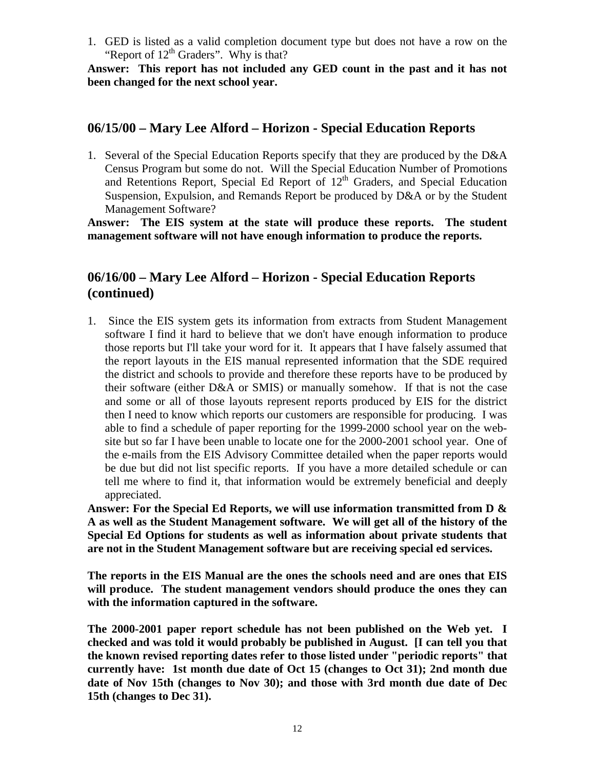1. GED is listed as a valid completion document type but does not have a row on the "Report of 12th Graders". Why is that?

**Answer: This report has not included any GED count in the past and it has not been changed for the next school year.**

## 06/15/00 – Mary Lee Alford – Horizon - Special Education Reports

1. Several of the Special Education Reports specify that they are produced by the D&A Census Program but some do not. Will the Special Education Number of Promotions and Retentions Report, Special Ed Report of 12th Graders, and Special Education Suspension, Expulsion, and Remands Report be produced by D&A or by the Student Management Software?

**Answer: The EIS system at the state will produce these reports. The student management software will not have enough information to produce the reports.**

## 06/16/00 – Mary Lee Alford – Horizon - Special Education Reports (continued)

1. Since the EIS system gets its information from extracts from Student Management software I find it hard to believe that we don't have enough information to produce those reports but I'll take your word for it. It appears that I have falsely assumed that the report layouts in the EIS manual represented information that the SDE required the district and schools to provide and therefore these reports have to be produced by their software (either D&A or SMIS) or manually somehow. If that is not the case and some or all of those layouts represent reports produced by EIS for the district then I need to know which reports our customers are responsible for producing. I was able to find a schedule of paper reporting for the 1999-2000 school year on the web-site but so far I have been unable to locate one for the 2000-2001 school year. One of the e-mails from the EIS Advisory Committee detailed when the paper reports would be due but did not list specific reports. If you have a more detailed schedule or can tell me where to find it, that information would be extremely beneficial and deeply appreciated.

**Answer: For the Special Ed Reports, we will use information transmitted from D & A as well as the Student Management software. We will get all of the history of the Special Ed Options for students as well as information about private students that are not in the Student Management software but are receiving special ed services.**

**The reports in the EIS Manual are the ones the schools need and are ones that EIS will produce. The student management vendors should produce the ones they can with the information captured in the software.**

**The 2000-2001 paper report schedule has not been published on the Web yet. I checked and was told it would probably be published in August. [I can tell you that the known revised reporting dates refer to those listed under "periodic reports" that currently have: 1st month due date of Oct 15 (changes to Oct 31); 2nd month due date of Nov 15th (changes to Nov 30); and those with 3rd month due date of Dec 15th (changes to Dec 31).**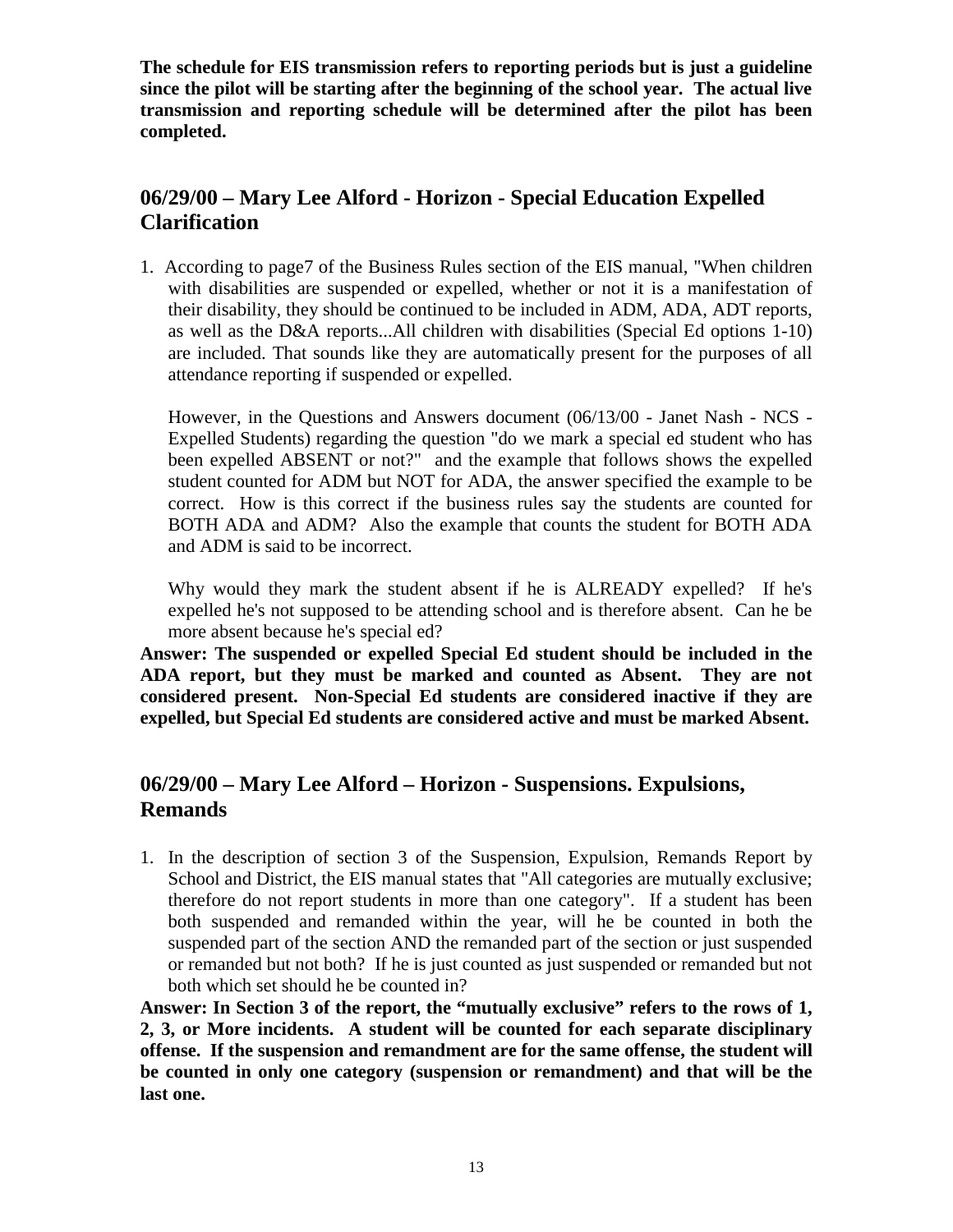**The schedule for EIS transmission refers to reporting periods but is just a guideline since the pilot will be starting after the beginning of the school year. The actual live transmission and reporting schedule will be determined after the pilot has been completed.**

## 06/29/00 – Mary Lee Alford - Horizon - Special Education Expelled Clarification

1. According to page7 of the Business Rules section of the EIS manual, "When children with disabilities are suspended or expelled, whether or not it is a manifestation of their disability, they should be continued to be included in ADM, ADA, ADT reports, as well as the D&A reports...All children with disabilities (Special Ed options 1-10) are included. That sounds like they are automatically present for the purposes of all attendance reporting if suspended or expelled.

   However, in the Questions and Answers document (06/13/00 - Janet Nash - NCS - Expelled Students) regarding the question "do we mark a special ed student who has been expelled ABSENT or not?" and the example that follows shows the expelled student counted for ADM but NOT for ADA, the answer specified the example to be correct. How is this correct if the business rules say the students are counted for BOTH ADA and ADM? Also the example that counts the student for BOTH ADA and ADM is said to be incorrect.

   Why would they mark the student absent if he is ALREADY expelled? If he's expelled he's not supposed to be attending school and is therefore absent. Can he be more absent because he's special ed?

**Answer: The suspended or expelled Special Ed student should be included in the ADA report, but they must be marked and counted as Absent. They are not considered present. Non-Special Ed students are considered inactive if they are expelled, but Special Ed students are considered active and must be marked Absent.**

## 06/29/00 – Mary Lee Alford – Horizon - Suspensions. Expulsions, Remands

1. In the description of section 3 of the Suspension, Expulsion, Remands Report by School and District, the EIS manual states that "All categories are mutually exclusive; therefore do not report students in more than one category". If a student has been both suspended and remanded within the year, will he be counted in both the suspended part of the section AND the remanded part of the section or just suspended or remanded but not both? If he is just counted as just suspended or remanded but not both which set should he be counted in?

**Answer: In Section 3 of the report, the "mutually exclusive" refers to the rows of 1, 2, 3, or More incidents. A student will be counted for each separate disciplinary offense. If the suspension and remandment are for the same offense, the student will be counted in only one category (suspension or remandment) and that will be the last one.**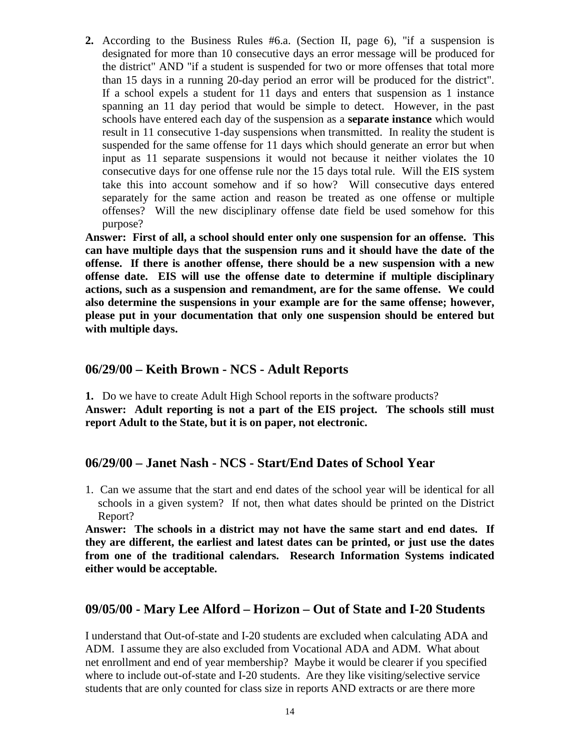2. According to the Business Rules #6.a. (Section II, page 6), "if a suspension is designated for more than 10 consecutive days an error message will be produced for the district" AND "if a student is suspended for two or more offenses that total more than 15 days in a running 20-day period an error will be produced for the district". If a school expels a student for 11 days and enters that suspension as 1 instance spanning an 11 day period that would be simple to detect. However, in the past schools have entered each day of the suspension as a **separate instance** which would result in 11 consecutive 1-day suspensions when transmitted. In reality the student is suspended for the same offense for 11 days which should generate an error but when input as 11 separate suspensions it would not because it neither violates the 10 consecutive days for one offense rule nor the 15 days total rule. Will the EIS system take this into account somehow and if so how? Will consecutive days entered separately for the same action and reason be treated as one offense or multiple offenses? Will the new disciplinary offense date field be used somehow for this purpose?

**Answer: First of all, a school should enter only one suspension for an offense. This can have multiple days that the suspension runs and it should have the date of the offense. If there is another offense, there should be a new suspension with a new offense date. EIS will use the offense date to determine if multiple disciplinary actions, such as a suspension and remandment, are for the same offense. We could also determine the suspensions in your example are for the same offense; however, please put in your documentation that only one suspension should be entered but with multiple days.**

## 06/29/00 – Keith Brown - NCS - Adult Reports

**1.** Do we have to create Adult High School reports in the software products?

**Answer: Adult reporting is not a part of the EIS project. The schools still must report Adult to the State, but it is on paper, not electronic.**

## 06/29/00 – Janet Nash - NCS - Start/End Dates of School Year

1. Can we assume that the start and end dates of the school year will be identical for all schools in a given system? If not, then what dates should be printed on the District Report?

**Answer: The schools in a district may not have the same start and end dates. If they are different, the earliest and latest dates can be printed, or just use the dates from one of the traditional calendars. Research Information Systems indicated either would be acceptable.**

## 09/05/00 - Mary Lee Alford – Horizon – Out of State and I-20 Students

I understand that Out-of-state and I-20 students are excluded when calculating ADA and ADM. I assume they are also excluded from Vocational ADA and ADM. What about net enrollment and end of year membership? Maybe it would be clearer if you specified where to include out-of-state and I-20 students. Are they like visiting/selective service students that are only counted for class size in reports AND extracts or are there more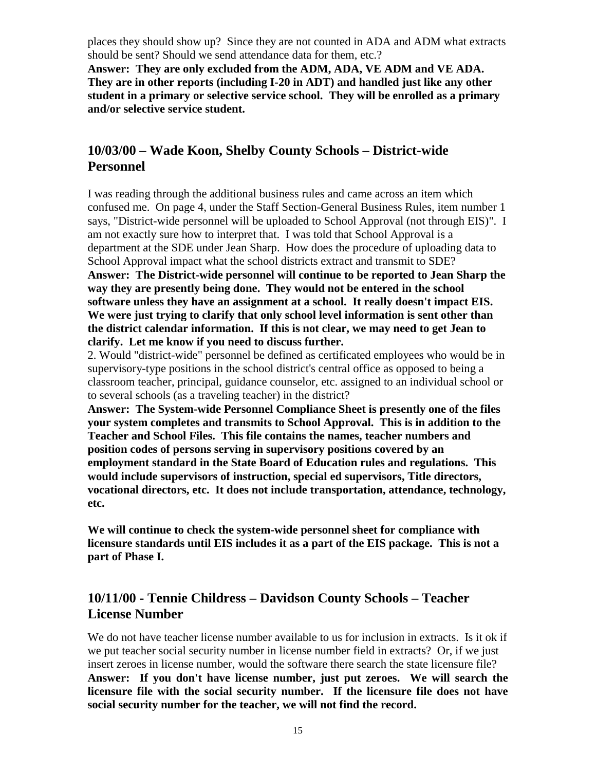places they should show up? Since they are not counted in ADA and ADM what extracts should be sent? Should we send attendance data for them, etc.?

**Answer: They are only excluded from the ADM, ADA, VE ADM and VE ADA. They are in other reports (including I-20 in ADT) and handled just like any other student in a primary or selective service school. They will be enrolled as a primary and/or selective service student.**

## 10/03/00 – Wade Koon, Shelby County Schools – District-wide Personnel

I was reading through the additional business rules and came across an item which confused me. On page 4, under the Staff Section-General Business Rules, item number 1 says, "District-wide personnel will be uploaded to School Approval (not through EIS)". I am not exactly sure how to interpret that. I was told that School Approval is a department at the SDE under Jean Sharp. How does the procedure of uploading data to School Approval impact what the school districts extract and transmit to SDE?

**Answer: The District-wide personnel will continue to be reported to Jean Sharp the way they are presently being done. They would not be entered in the school software unless they have an assignment at a school. It really doesn't impact EIS. We were just trying to clarify that only school level information is sent other than the district calendar information. If this is not clear, we may need to get Jean to clarify. Let me know if you need to discuss further.**

2. Would "district-wide" personnel be defined as certificated employees who would be in supervisory-type positions in the school district's central office as opposed to being a classroom teacher, principal, guidance counselor, etc. assigned to an individual school or to several schools (as a traveling teacher) in the district?

**Answer: The System-wide Personnel Compliance Sheet is presently one of the files your system completes and transmits to School Approval. This is in addition to the Teacher and School Files. This file contains the names, teacher numbers and position codes of persons serving in supervisory positions covered by an employment standard in the State Board of Education rules and regulations. This would include supervisors of instruction, special ed supervisors, Title directors, vocational directors, etc. It does not include transportation, attendance, technology, etc.**

**We will continue to check the system-wide personnel sheet for compliance with licensure standards until EIS includes it as a part of the EIS package. This is not a part of Phase I.**

## 10/11/00 - Tennie Childress – Davidson County Schools – Teacher License Number

We do not have teacher license number available to us for inclusion in extracts. Is it ok if we put teacher social security number in license number field in extracts? Or, if we just insert zeroes in license number, would the software there search the state licensure file?

**Answer: If you don't have license number, just put zeroes. We will search the licensure file with the social security number. If the licensure file does not have social security number for the teacher, we will not find the record.**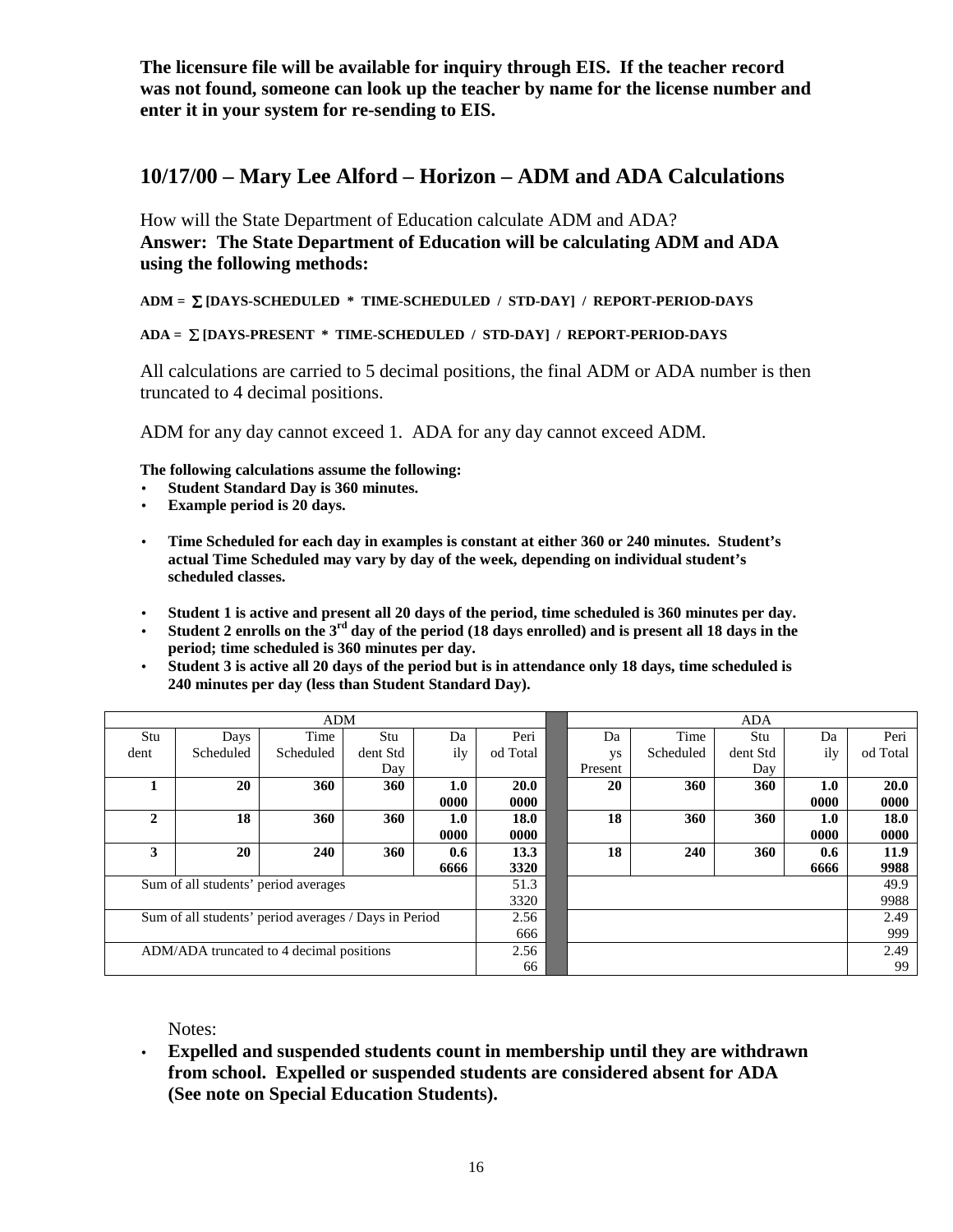**The licensure file will be available for inquiry through EIS. If the teacher record was not found, someone can look up the teacher by name for the license number and enter it in your system for re-sending to EIS.**

## 10/17/00 – Mary Lee Alford – Horizon – ADM and ADA Calculations

How will the State Department of Education calculate ADM and ADA?
**Answer: The State Department of Education will be calculating ADM and ADA using the following methods:**

**ADM = ∑ [DAYS-SCHEDULED * TIME-SCHEDULED / STD-DAY] / REPORT-PERIOD-DAYS**

**ADA = ∑ [DAYS-PRESENT * TIME-SCHEDULED / STD-DAY] / REPORT-PERIOD-DAYS**

All calculations are carried to 5 decimal positions, the final ADM or ADA number is then truncated to 4 decimal positions.

ADM for any day cannot exceed 1. ADA for any day cannot exceed ADM.

**The following calculations assume the following:**

- **Student Standard Day is 360 minutes.**
- **Example period is 20 days.**
- **Time Scheduled for each day in examples is constant at either 360 or 240 minutes. Student's actual Time Scheduled may vary by day of the week, depending on individual student's scheduled classes.**
- **Student 1 is active and present all 20 days of the period, time scheduled is 360 minutes per day.**
- **Student 2 enrolls on the 3rd day of the period (18 days enrolled) and is present all 18 days in the period; time scheduled is 360 minutes per day.**
- **Student 3 is active all 20 days of the period but is in attendance only 18 days, time scheduled is 240 minutes per day (less than Student Standard Day).**

| ADM | | | | | | | ADA | | | | |
|---|---|---|---|---|---|---|---|---|---|---|---|
| Student | Days Scheduled | Time Scheduled | Student Std Day | Daily | Period Total | | Days Present | Time Scheduled | Student Std Day | Daily | Period Total |
| **1** | **20** | **360** | **360** | **1.00000** | **20.00000** | | **20** | **360** | **360** | **1.00000** | **20.00000** |
| **2** | **18** | **360** | **360** | **1.00000** | **18.00000** | | **18** | **360** | **360** | **1.00000** | **18.00000** |
| **3** | **20** | **240** | **360** | **0.66666** | **13.33320** | | **18** | **240** | **360** | **0.66666** | **11.99988** |
| Sum of all students' period averages | | | | | 51.33320 | | | | | | 49.99988 |
| Sum of all students' period averages / Days in Period | | | | | 2.56666 | | | | | | 2.49999 |
| ADM/ADA truncated to 4 decimal positions | | | | | 2.5666 | | | | | | 2.4999 |

Notes:

- **Expelled and suspended students count in membership until they are withdrawn from school. Expelled or suspended students are considered absent for ADA (See note on Special Education Students).**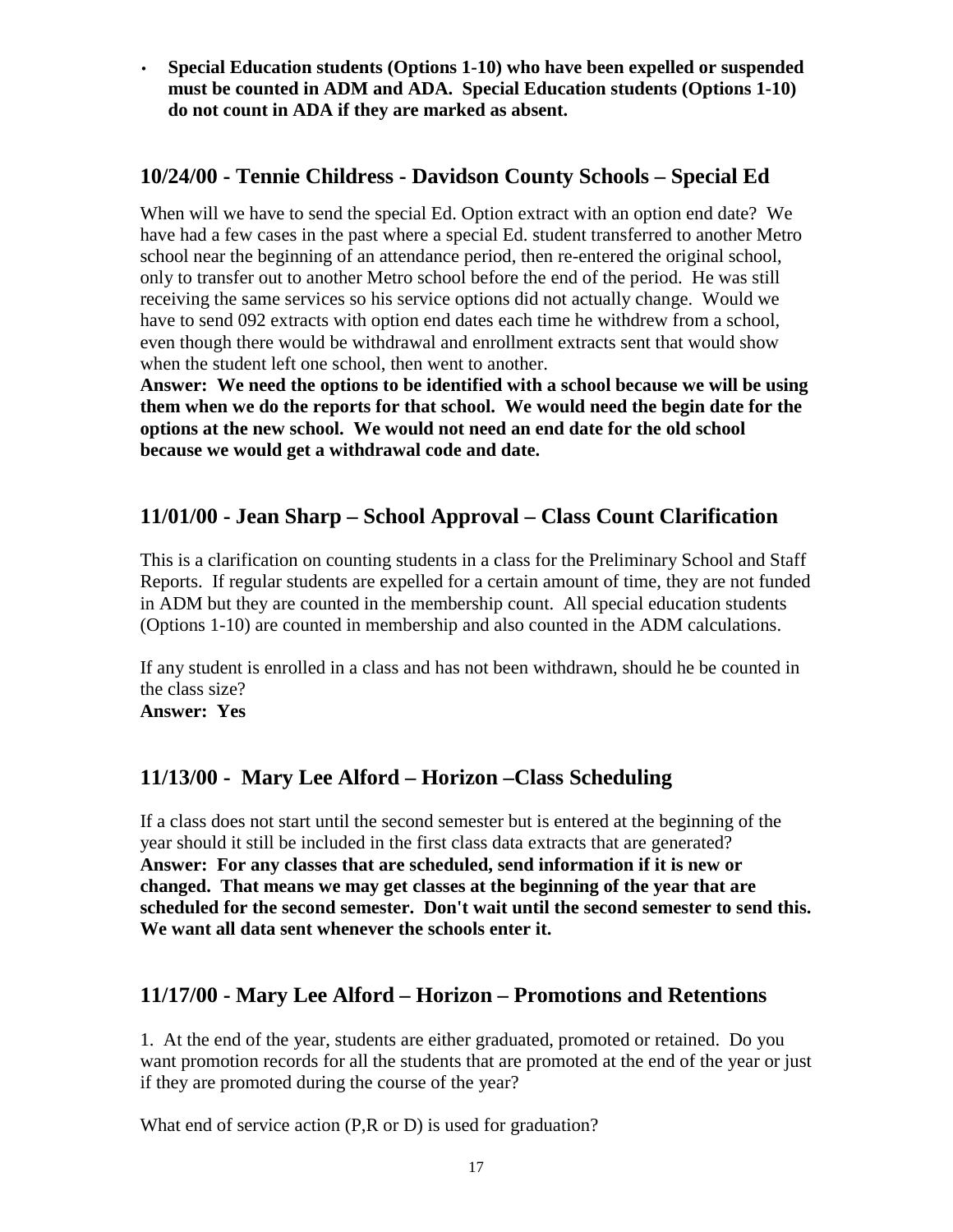- **Special Education students (Options 1-10) who have been expelled or suspended must be counted in ADM and ADA. Special Education students (Options 1-10) do not count in ADA if they are marked as absent.**

## 10/24/00 - Tennie Childress - Davidson County Schools – Special Ed

When will we have to send the special Ed. Option extract with an option end date? We have had a few cases in the past where a special Ed. student transferred to another Metro school near the beginning of an attendance period, then re-entered the original school, only to transfer out to another Metro school before the end of the period. He was still receiving the same services so his service options did not actually change. Would we have to send 092 extracts with option end dates each time he withdrew from a school, even though there would be withdrawal and enrollment extracts sent that would show when the student left one school, then went to another.
**Answer: We need the options to be identified with a school because we will be using them when we do the reports for that school. We would need the begin date for the options at the new school. We would not need an end date for the old school because we would get a withdrawal code and date.**

## 11/01/00 - Jean Sharp – School Approval – Class Count Clarification

This is a clarification on counting students in a class for the Preliminary School and Staff Reports. If regular students are expelled for a certain amount of time, they are not funded in ADM but they are counted in the membership count. All special education students (Options 1-10) are counted in membership and also counted in the ADM calculations.

If any student is enrolled in a class and has not been withdrawn, should he be counted in the class size?
**Answer: Yes**

## 11/13/00 - Mary Lee Alford – Horizon –Class Scheduling

If a class does not start until the second semester but is entered at the beginning of the year should it still be included in the first class data extracts that are generated?
**Answer: For any classes that are scheduled, send information if it is new or changed. That means we may get classes at the beginning of the year that are scheduled for the second semester. Don't wait until the second semester to send this. We want all data sent whenever the schools enter it.**

## 11/17/00 - Mary Lee Alford – Horizon – Promotions and Retentions

1. At the end of the year, students are either graduated, promoted or retained. Do you want promotion records for all the students that are promoted at the end of the year or just if they are promoted during the course of the year?

What end of service action (P,R or D) is used for graduation?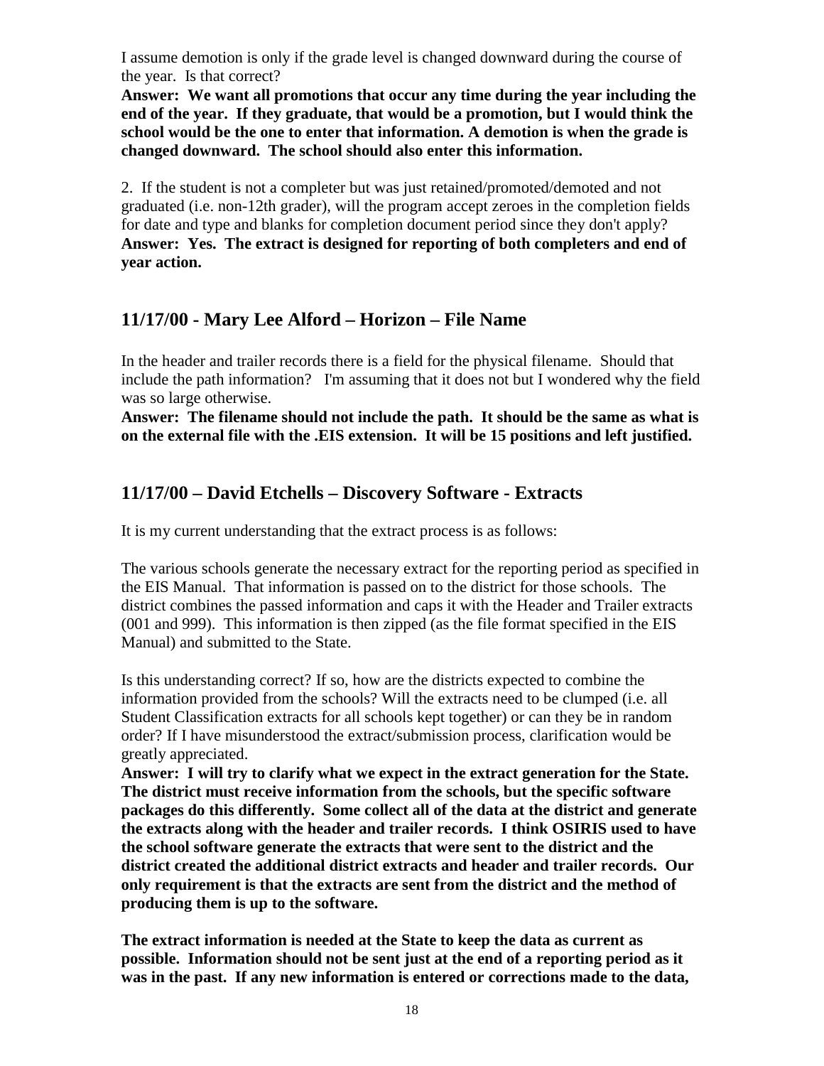I assume demotion is only if the grade level is changed downward during the course of the year. Is that correct?

**Answer: We want all promotions that occur any time during the year including the end of the year. If they graduate, that would be a promotion, but I would think the school would be the one to enter that information. A demotion is when the grade is changed downward. The school should also enter this information.**

2. If the student is not a completer but was just retained/promoted/demoted and not graduated (i.e. non-12th grader), will the program accept zeroes in the completion fields for date and type and blanks for completion document period since they don't apply?

**Answer: Yes. The extract is designed for reporting of both completers and end of year action.**

## 11/17/00 - Mary Lee Alford – Horizon – File Name

In the header and trailer records there is a field for the physical filename. Should that include the path information? I'm assuming that it does not but I wondered why the field was so large otherwise.

**Answer: The filename should not include the path. It should be the same as what is on the external file with the .EIS extension. It will be 15 positions and left justified.**

## 11/17/00 – David Etchells – Discovery Software - Extracts

It is my current understanding that the extract process is as follows:

The various schools generate the necessary extract for the reporting period as specified in the EIS Manual. That information is passed on to the district for those schools. The district combines the passed information and caps it with the Header and Trailer extracts (001 and 999). This information is then zipped (as the file format specified in the EIS Manual) and submitted to the State.

Is this understanding correct? If so, how are the districts expected to combine the information provided from the schools? Will the extracts need to be clumped (i.e. all Student Classification extracts for all schools kept together) or can they be in random order? If I have misunderstood the extract/submission process, clarification would be greatly appreciated.

**Answer: I will try to clarify what we expect in the extract generation for the State. The district must receive information from the schools, but the specific software packages do this differently. Some collect all of the data at the district and generate the extracts along with the header and trailer records. I think OSIRIS used to have the school software generate the extracts that were sent to the district and the district created the additional district extracts and header and trailer records. Our only requirement is that the extracts are sent from the district and the method of producing them is up to the software.**

**The extract information is needed at the State to keep the data as current as possible. Information should not be sent just at the end of a reporting period as it was in the past. If any new information is entered or corrections made to the data,**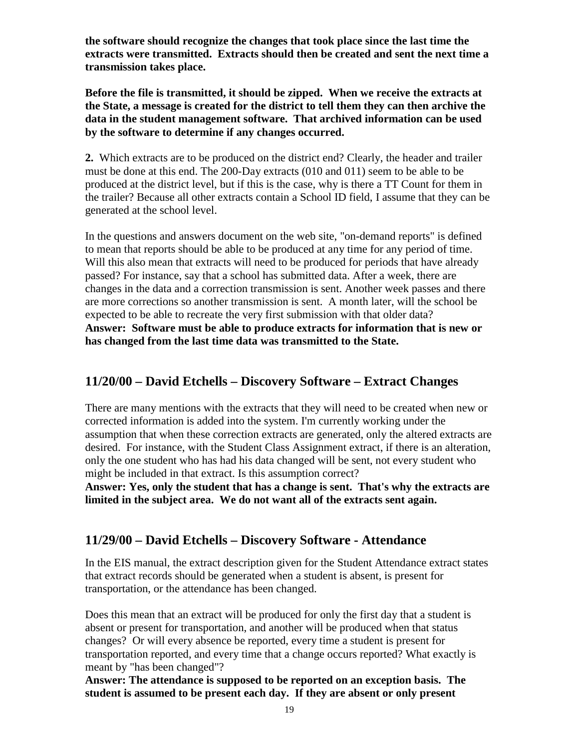**the software should recognize the changes that took place since the last time the extracts were transmitted. Extracts should then be created and sent the next time a transmission takes place.**

**Before the file is transmitted, it should be zipped. When we receive the extracts at the State, a message is created for the district to tell them they can then archive the data in the student management software. That archived information can be used by the software to determine if any changes occurred.**

**2.** Which extracts are to be produced on the district end? Clearly, the header and trailer must be done at this end. The 200-Day extracts (010 and 011) seem to be able to be produced at the district level, but if this is the case, why is there a TT Count for them in the trailer? Because all other extracts contain a School ID field, I assume that they can be generated at the school level.

In the questions and answers document on the web site, "on-demand reports" is defined to mean that reports should be able to be produced at any time for any period of time. Will this also mean that extracts will need to be produced for periods that have already passed? For instance, say that a school has submitted data. After a week, there are changes in the data and a correction transmission is sent. Another week passes and there are more corrections so another transmission is sent. A month later, will the school be expected to be able to recreate the very first submission with that older data?
**Answer: Software must be able to produce extracts for information that is new or has changed from the last time data was transmitted to the State.**

## 11/20/00 – David Etchells – Discovery Software – Extract Changes

There are many mentions with the extracts that they will need to be created when new or corrected information is added into the system. I'm currently working under the assumption that when these correction extracts are generated, only the altered extracts are desired. For instance, with the Student Class Assignment extract, if there is an alteration, only the one student who has had his data changed will be sent, not every student who might be included in that extract. Is this assumption correct?
**Answer: Yes, only the student that has a change is sent. That's why the extracts are limited in the subject area. We do not want all of the extracts sent again.**

## 11/29/00 – David Etchells – Discovery Software - Attendance

In the EIS manual, the extract description given for the Student Attendance extract states that extract records should be generated when a student is absent, is present for transportation, or the attendance has been changed.

Does this mean that an extract will be produced for only the first day that a student is absent or present for transportation, and another will be produced when that status changes? Or will every absence be reported, every time a student is present for transportation reported, and every time that a change occurs reported? What exactly is meant by "has been changed"?
**Answer: The attendance is supposed to be reported on an exception basis. The student is assumed to be present each day. If they are absent or only present**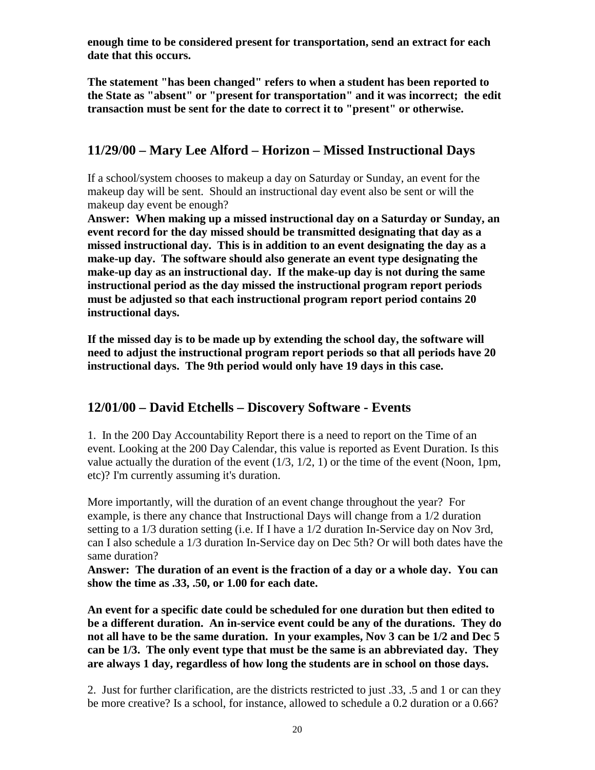**enough time to be considered present for transportation, send an extract for each date that this occurs.**

**The statement "has been changed" refers to when a student has been reported to the State as "absent" or "present for transportation" and it was incorrect; the edit transaction must be sent for the date to correct it to "present" or otherwise.**

## 11/29/00 – Mary Lee Alford – Horizon – Missed Instructional Days

If a school/system chooses to makeup a day on Saturday or Sunday, an event for the makeup day will be sent. Should an instructional day event also be sent or will the makeup day event be enough?

**Answer: When making up a missed instructional day on a Saturday or Sunday, an event record for the day missed should be transmitted designating that day as a missed instructional day. This is in addition to an event designating the day as a make-up day. The software should also generate an event type designating the make-up day as an instructional day. If the make-up day is not during the same instructional period as the day missed the instructional program report periods must be adjusted so that each instructional program report period contains 20 instructional days.**

**If the missed day is to be made up by extending the school day, the software will need to adjust the instructional program report periods so that all periods have 20 instructional days. The 9th period would only have 19 days in this case.**

## 12/01/00 – David Etchells – Discovery Software - Events

1. In the 200 Day Accountability Report there is a need to report on the Time of an event. Looking at the 200 Day Calendar, this value is reported as Event Duration. Is this value actually the duration of the event (1/3, 1/2, 1) or the time of the event (Noon, 1pm, etc)? I'm currently assuming it's duration.

More importantly, will the duration of an event change throughout the year? For example, is there any chance that Instructional Days will change from a 1/2 duration setting to a 1/3 duration setting (i.e. If I have a 1/2 duration In-Service day on Nov 3rd, can I also schedule a 1/3 duration In-Service day on Dec 5th? Or will both dates have the same duration?

**Answer: The duration of an event is the fraction of a day or a whole day. You can show the time as .33, .50, or 1.00 for each date.**

**An event for a specific date could be scheduled for one duration but then edited to be a different duration. An in-service event could be any of the durations. They do not all have to be the same duration. In your examples, Nov 3 can be 1/2 and Dec 5 can be 1/3. The only event type that must be the same is an abbreviated day. They are always 1 day, regardless of how long the students are in school on those days.**

2. Just for further clarification, are the districts restricted to just .33, .5 and 1 or can they be more creative? Is a school, for instance, allowed to schedule a 0.2 duration or a 0.66?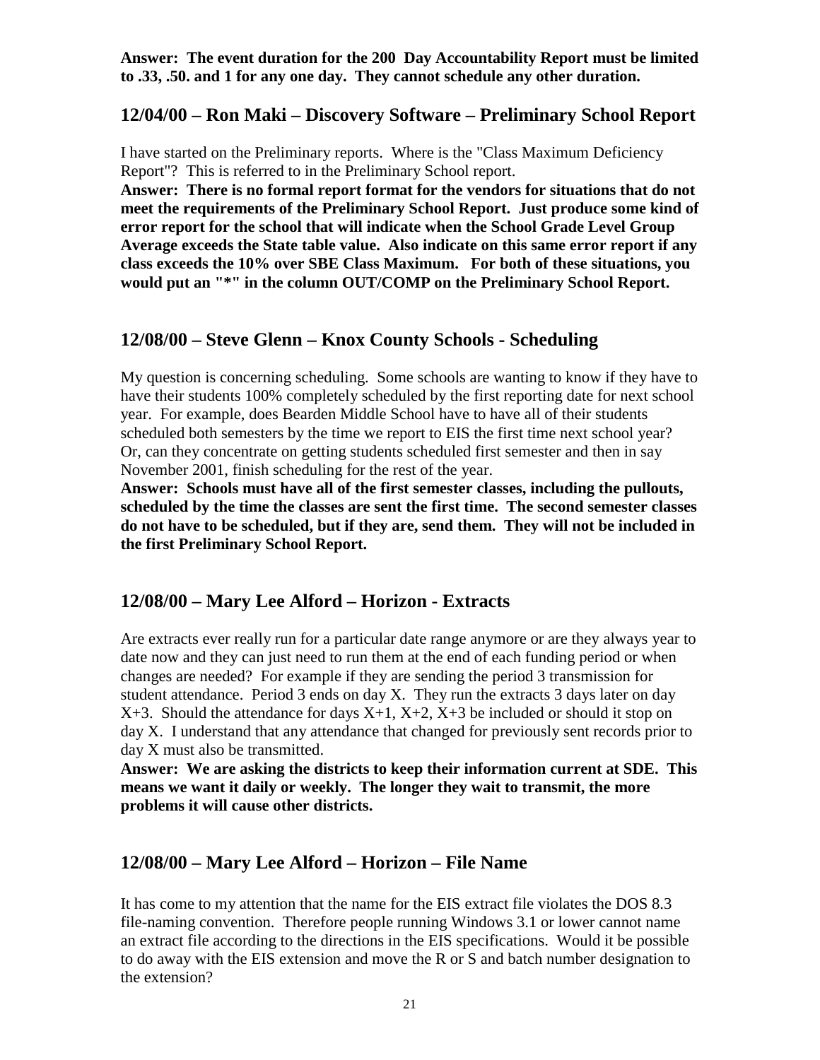**Answer: The event duration for the 200 Day Accountability Report must be limited to .33, .50. and 1 for any one day. They cannot schedule any other duration.**

## 12/04/00 – Ron Maki – Discovery Software – Preliminary School Report

I have started on the Preliminary reports. Where is the "Class Maximum Deficiency Report"? This is referred to in the Preliminary School report.

**Answer: There is no formal report format for the vendors for situations that do not meet the requirements of the Preliminary School Report. Just produce some kind of error report for the school that will indicate when the School Grade Level Group Average exceeds the State table value. Also indicate on this same error report if any class exceeds the 10% over SBE Class Maximum. For both of these situations, you would put an "*" in the column OUT/COMP on the Preliminary School Report.**

## 12/08/00 – Steve Glenn – Knox County Schools - Scheduling

My question is concerning scheduling. Some schools are wanting to know if they have to have their students 100% completely scheduled by the first reporting date for next school year. For example, does Bearden Middle School have to have all of their students scheduled both semesters by the time we report to EIS the first time next school year? Or, can they concentrate on getting students scheduled first semester and then in say November 2001, finish scheduling for the rest of the year.

**Answer: Schools must have all of the first semester classes, including the pullouts, scheduled by the time the classes are sent the first time. The second semester classes do not have to be scheduled, but if they are, send them. They will not be included in the first Preliminary School Report.**

## 12/08/00 – Mary Lee Alford – Horizon - Extracts

Are extracts ever really run for a particular date range anymore or are they always year to date now and they can just need to run them at the end of each funding period or when changes are needed? For example if they are sending the period 3 transmission for student attendance. Period 3 ends on day X. They run the extracts 3 days later on day X+3. Should the attendance for days X+1, X+2, X+3 be included or should it stop on day X. I understand that any attendance that changed for previously sent records prior to day X must also be transmitted.

**Answer: We are asking the districts to keep their information current at SDE. This means we want it daily or weekly. The longer they wait to transmit, the more problems it will cause other districts.**

## 12/08/00 – Mary Lee Alford – Horizon – File Name

It has come to my attention that the name for the EIS extract file violates the DOS 8.3 file-naming convention. Therefore people running Windows 3.1 or lower cannot name an extract file according to the directions in the EIS specifications. Would it be possible to do away with the EIS extension and move the R or S and batch number designation to the extension?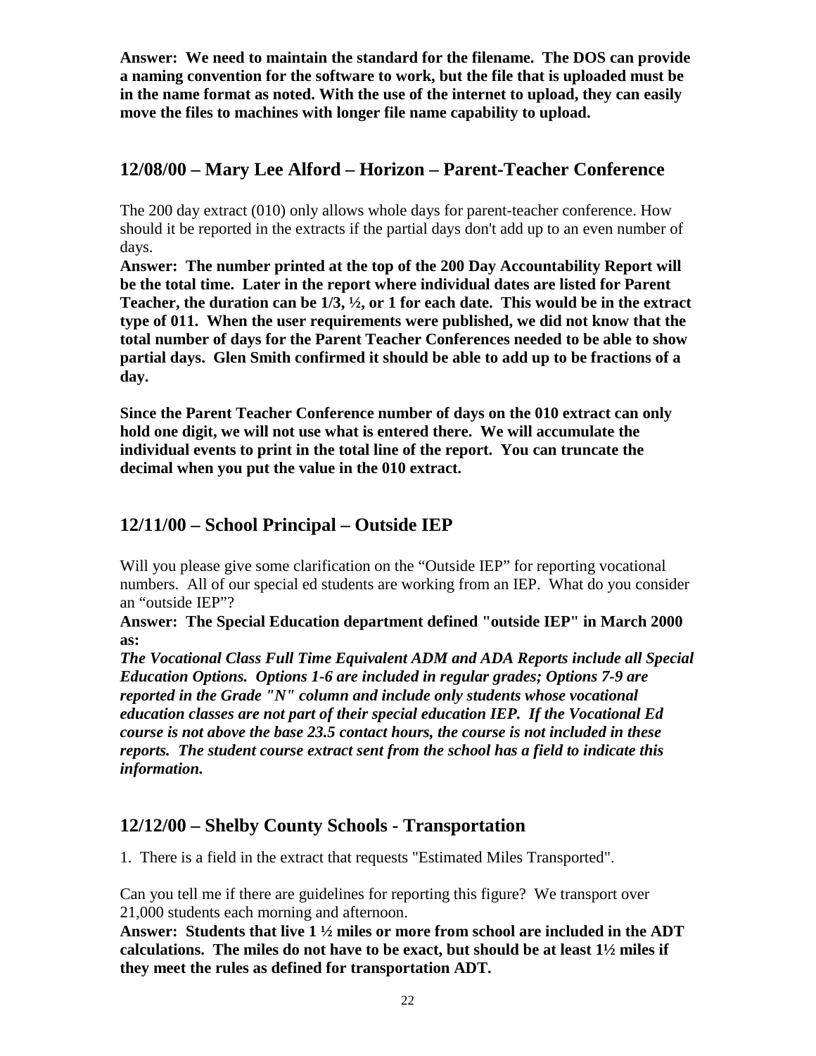**Answer: We need to maintain the standard for the filename. The DOS can provide a naming convention for the software to work, but the file that is uploaded must be in the name format as noted. With the use of the internet to upload, they can easily move the files to machines with longer file name capability to upload.**

## 12/08/00 – Mary Lee Alford – Horizon – Parent-Teacher Conference

The 200 day extract (010) only allows whole days for parent-teacher conference. How should it be reported in the extracts if the partial days don't add up to an even number of days.

**Answer: The number printed at the top of the 200 Day Accountability Report will be the total time. Later in the report where individual dates are listed for Parent Teacher, the duration can be 1/3, ½, or 1 for each date. This would be in the extract type of 011. When the user requirements were published, we did not know that the total number of days for the Parent Teacher Conferences needed to be able to show partial days. Glen Smith confirmed it should be able to add up to be fractions of a day.**

**Since the Parent Teacher Conference number of days on the 010 extract can only hold one digit, we will not use what is entered there. We will accumulate the individual events to print in the total line of the report. You can truncate the decimal when you put the value in the 010 extract.**

## 12/11/00 – School Principal – Outside IEP

Will you please give some clarification on the "Outside IEP" for reporting vocational numbers. All of our special ed students are working from an IEP. What do you consider an "outside IEP"?

**Answer: The Special Education department defined "outside IEP" in March 2000 as:**

***The Vocational Class Full Time Equivalent ADM and ADA Reports include all Special Education Options. Options 1-6 are included in regular grades; Options 7-9 are reported in the Grade "N" column and include only students whose vocational education classes are not part of their special education IEP. If the Vocational Ed course is not above the base 23.5 contact hours, the course is not included in these reports. The student course extract sent from the school has a field to indicate this information.***

## 12/12/00 – Shelby County Schools - Transportation

1. There is a field in the extract that requests "Estimated Miles Transported".

Can you tell me if there are guidelines for reporting this figure? We transport over 21,000 students each morning and afternoon.

**Answer: Students that live 1 ½ miles or more from school are included in the ADT calculations. The miles do not have to be exact, but should be at least 1½ miles if they meet the rules as defined for transportation ADT.**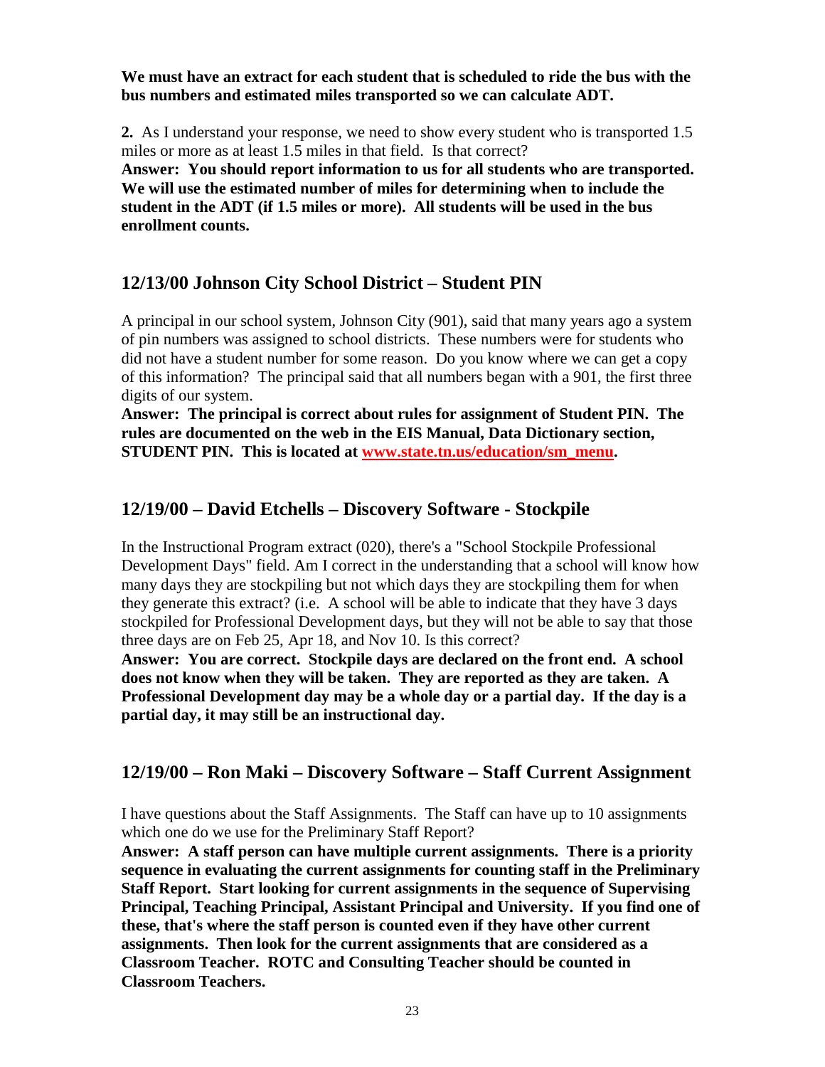**We must have an extract for each student that is scheduled to ride the bus with the bus numbers and estimated miles transported so we can calculate ADT.**

**2.** As I understand your response, we need to show every student who is transported 1.5 miles or more as at least 1.5 miles in that field. Is that correct?
**Answer: You should report information to us for all students who are transported. We will use the estimated number of miles for determining when to include the student in the ADT (if 1.5 miles or more). All students will be used in the bus enrollment counts.**

## 12/13/00 Johnson City School District – Student PIN

A principal in our school system, Johnson City (901), said that many years ago a system of pin numbers was assigned to school districts. These numbers were for students who did not have a student number for some reason. Do you know where we can get a copy of this information? The principal said that all numbers began with a 901, the first three digits of our system.
**Answer: The principal is correct about rules for assignment of Student PIN. The rules are documented on the web in the EIS Manual, Data Dictionary section, STUDENT PIN. This is located at www.state.tn.us/education/sm_menu.**

## 12/19/00 – David Etchells – Discovery Software - Stockpile

In the Instructional Program extract (020), there's a "School Stockpile Professional Development Days" field. Am I correct in the understanding that a school will know how many days they are stockpiling but not which days they are stockpiling them for when they generate this extract? (i.e. A school will be able to indicate that they have 3 days stockpiled for Professional Development days, but they will not be able to say that those three days are on Feb 25, Apr 18, and Nov 10. Is this correct?
**Answer: You are correct. Stockpile days are declared on the front end. A school does not know when they will be taken. They are reported as they are taken. A Professional Development day may be a whole day or a partial day. If the day is a partial day, it may still be an instructional day.**

## 12/19/00 – Ron Maki – Discovery Software – Staff Current Assignment

I have questions about the Staff Assignments. The Staff can have up to 10 assignments which one do we use for the Preliminary Staff Report?
**Answer: A staff person can have multiple current assignments. There is a priority sequence in evaluating the current assignments for counting staff in the Preliminary Staff Report. Start looking for current assignments in the sequence of Supervising Principal, Teaching Principal, Assistant Principal and University. If you find one of these, that's where the staff person is counted even if they have other current assignments. Then look for the current assignments that are considered as a Classroom Teacher. ROTC and Consulting Teacher should be counted in Classroom Teachers.**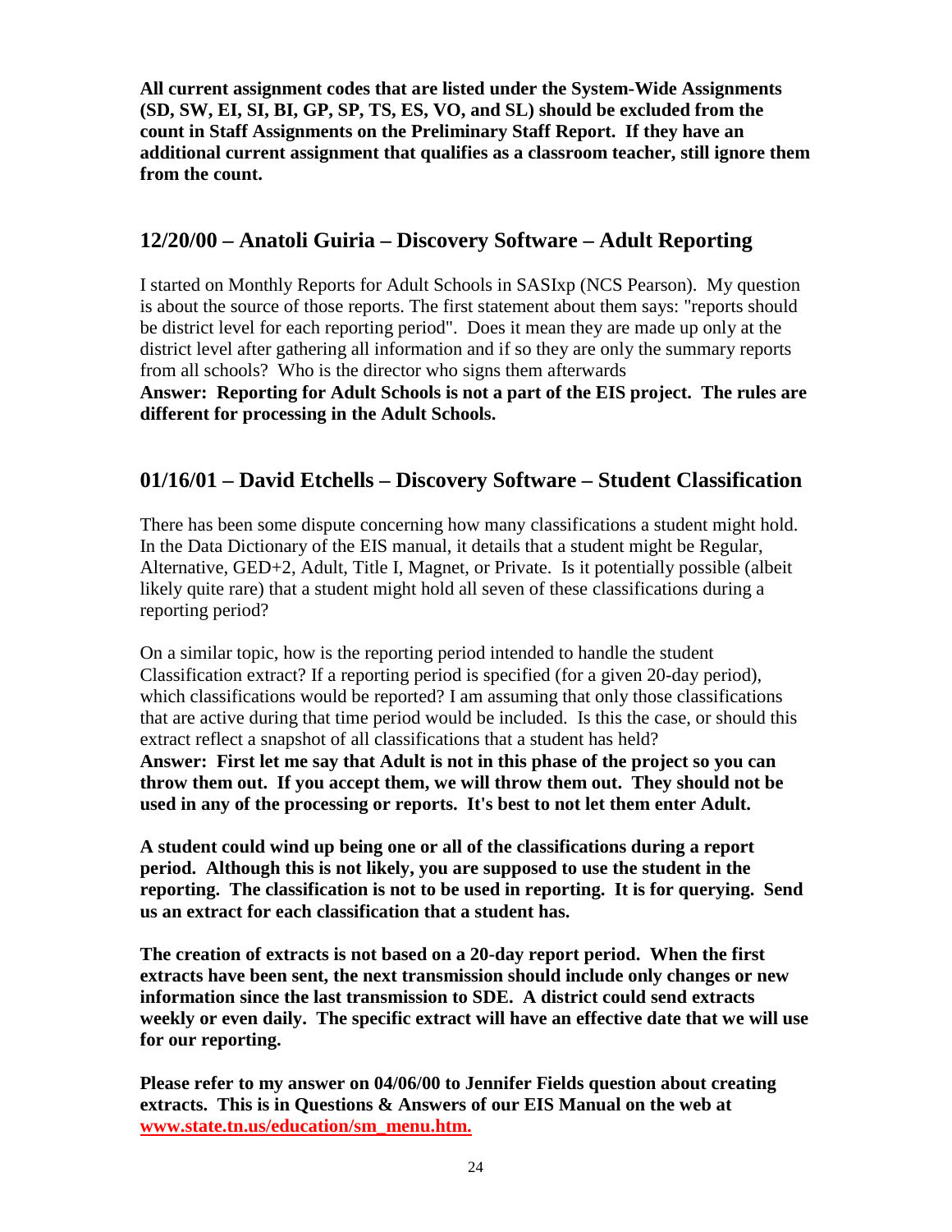**All current assignment codes that are listed under the System-Wide Assignments (SD, SW, EI, SI, BI, GP, SP, TS, ES, VO, and SL) should be excluded from the count in Staff Assignments on the Preliminary Staff Report. If they have an additional current assignment that qualifies as a classroom teacher, still ignore them from the count.**

## 12/20/00 – Anatoli Guiria – Discovery Software – Adult Reporting

I started on Monthly Reports for Adult Schools in SASIxp (NCS Pearson). My question is about the source of those reports. The first statement about them says: "reports should be district level for each reporting period". Does it mean they are made up only at the district level after gathering all information and if so they are only the summary reports from all schools? Who is the director who signs them afterwards

**Answer: Reporting for Adult Schools is not a part of the EIS project. The rules are different for processing in the Adult Schools.**

## 01/16/01 – David Etchells – Discovery Software – Student Classification

There has been some dispute concerning how many classifications a student might hold. In the Data Dictionary of the EIS manual, it details that a student might be Regular, Alternative, GED+2, Adult, Title I, Magnet, or Private. Is it potentially possible (albeit likely quite rare) that a student might hold all seven of these classifications during a reporting period?

On a similar topic, how is the reporting period intended to handle the student Classification extract? If a reporting period is specified (for a given 20-day period), which classifications would be reported? I am assuming that only those classifications that are active during that time period would be included. Is this the case, or should this extract reflect a snapshot of all classifications that a student has held?

**Answer: First let me say that Adult is not in this phase of the project so you can throw them out. If you accept them, we will throw them out. They should not be used in any of the processing or reports. It's best to not let them enter Adult.**

**A student could wind up being one or all of the classifications during a report period. Although this is not likely, you are supposed to use the student in the reporting. The classification is not to be used in reporting. It is for querying. Send us an extract for each classification that a student has.**

**The creation of extracts is not based on a 20-day report period. When the first extracts have been sent, the next transmission should include only changes or new information since the last transmission to SDE. A district could send extracts weekly or even daily. The specific extract will have an effective date that we will use for our reporting.**

**Please refer to my answer on 04/06/00 to Jennifer Fields question about creating extracts. This is in Questions & Answers of our EIS Manual on the web at www.state.tn.us/education/sm_menu.htm.**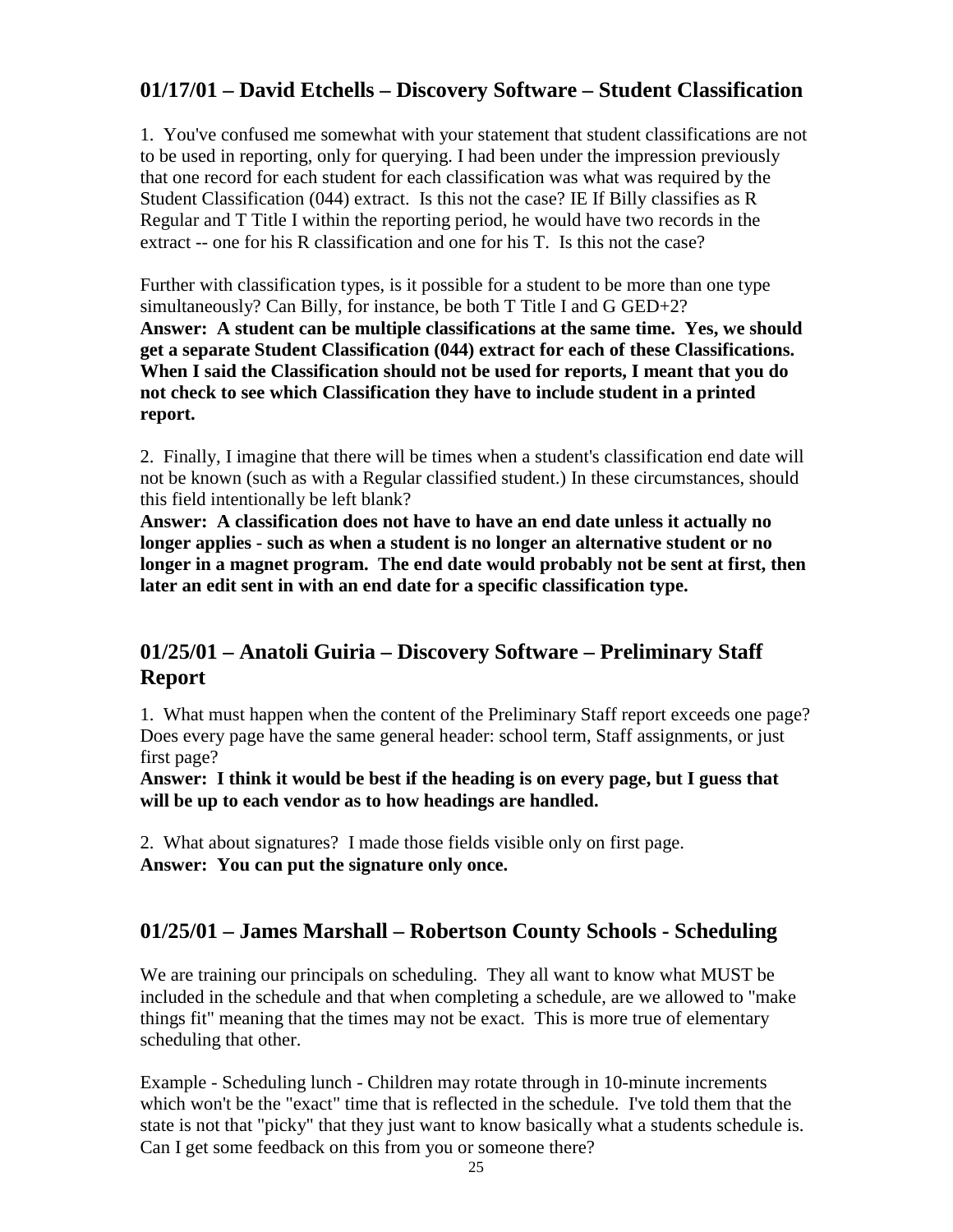## 01/17/01 – David Etchells – Discovery Software – Student Classification

1. You've confused me somewhat with your statement that student classifications are not to be used in reporting, only for querying. I had been under the impression previously that one record for each student for each classification was what was required by the Student Classification (044) extract. Is this not the case? IE If Billy classifies as R Regular and T Title I within the reporting period, he would have two records in the extract -- one for his R classification and one for his T. Is this not the case?

Further with classification types, is it possible for a student to be more than one type simultaneously? Can Billy, for instance, be both T Title I and G GED+2?
**Answer: A student can be multiple classifications at the same time. Yes, we should get a separate Student Classification (044) extract for each of these Classifications. When I said the Classification should not be used for reports, I meant that you do not check to see which Classification they have to include student in a printed report.**

2. Finally, I imagine that there will be times when a student's classification end date will not be known (such as with a Regular classified student.) In these circumstances, should this field intentionally be left blank?
**Answer: A classification does not have to have an end date unless it actually no longer applies - such as when a student is no longer an alternative student or no longer in a magnet program. The end date would probably not be sent at first, then later an edit sent in with an end date for a specific classification type.**

## 01/25/01 – Anatoli Guiria – Discovery Software – Preliminary Staff Report

1. What must happen when the content of the Preliminary Staff report exceeds one page? Does every page have the same general header: school term, Staff assignments, or just first page?
**Answer: I think it would be best if the heading is on every page, but I guess that will be up to each vendor as to how headings are handled.**

2. What about signatures? I made those fields visible only on first page.
**Answer: You can put the signature only once.**

## 01/25/01 – James Marshall – Robertson County Schools - Scheduling

We are training our principals on scheduling. They all want to know what MUST be included in the schedule and that when completing a schedule, are we allowed to "make things fit" meaning that the times may not be exact. This is more true of elementary scheduling that other.

Example - Scheduling lunch - Children may rotate through in 10-minute increments which won't be the "exact" time that is reflected in the schedule. I've told them that the state is not that "picky" that they just want to know basically what a students schedule is. Can I get some feedback on this from you or someone there?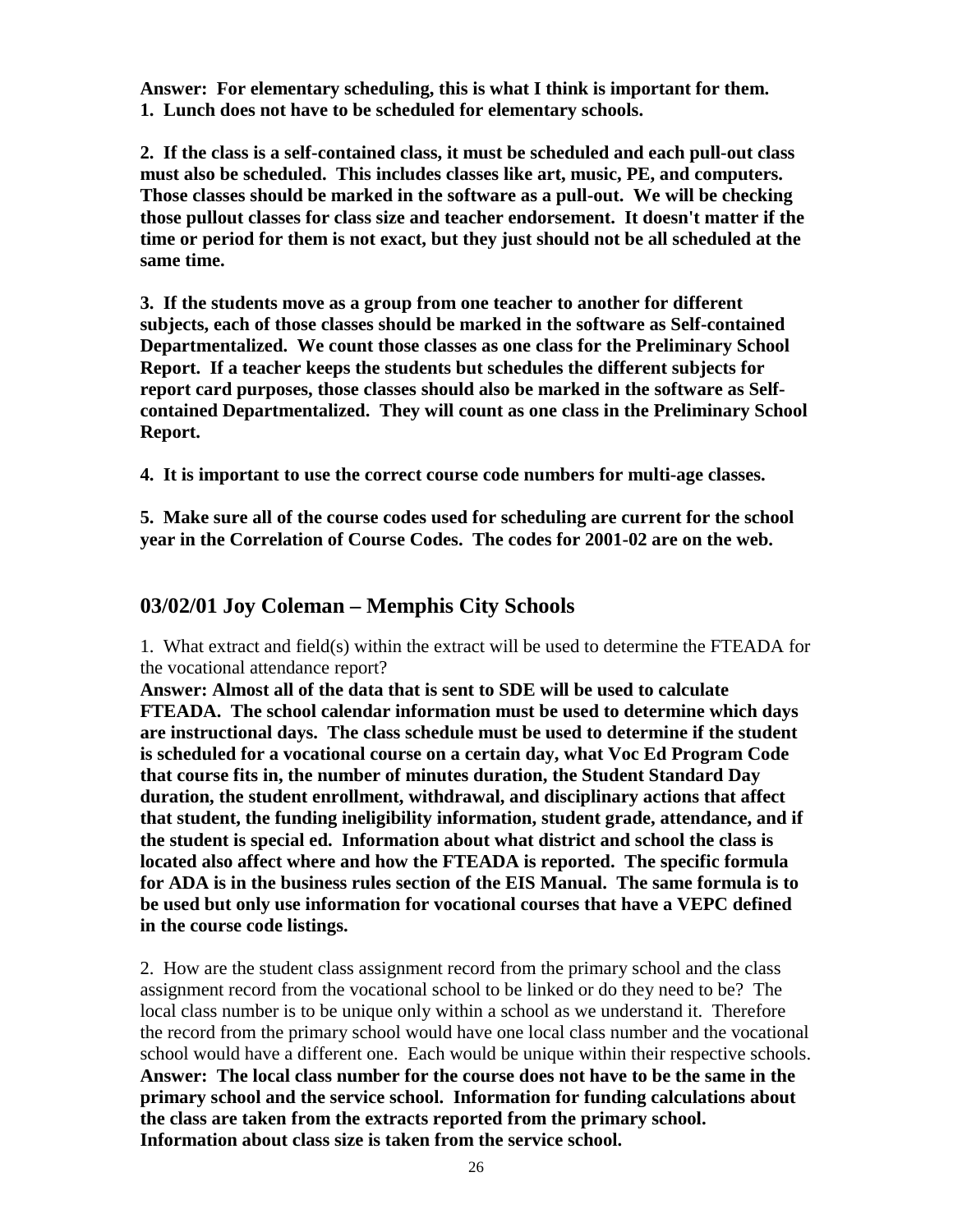**Answer: For elementary scheduling, this is what I think is important for them.**
**1. Lunch does not have to be scheduled for elementary schools.**

**2. If the class is a self-contained class, it must be scheduled and each pull-out class must also be scheduled. This includes classes like art, music, PE, and computers. Those classes should be marked in the software as a pull-out. We will be checking those pullout classes for class size and teacher endorsement. It doesn't matter if the time or period for them is not exact, but they just should not be all scheduled at the same time.**

**3. If the students move as a group from one teacher to another for different subjects, each of those classes should be marked in the software as Self-contained Departmentalized. We count those classes as one class for the Preliminary School Report. If a teacher keeps the students but schedules the different subjects for report card purposes, those classes should also be marked in the software as Self-contained Departmentalized. They will count as one class in the Preliminary School Report.**

**4. It is important to use the correct course code numbers for multi-age classes.**

**5. Make sure all of the course codes used for scheduling are current for the school year in the Correlation of Course Codes. The codes for 2001-02 are on the web.**

## 03/02/01 Joy Coleman – Memphis City Schools

1. What extract and field(s) within the extract will be used to determine the FTEADA for the vocational attendance report?
**Answer: Almost all of the data that is sent to SDE will be used to calculate FTEADA. The school calendar information must be used to determine which days are instructional days. The class schedule must be used to determine if the student is scheduled for a vocational course on a certain day, what Voc Ed Program Code that course fits in, the number of minutes duration, the Student Standard Day duration, the student enrollment, withdrawal, and disciplinary actions that affect that student, the funding ineligibility information, student grade, attendance, and if the student is special ed. Information about what district and school the class is located also affect where and how the FTEADA is reported. The specific formula for ADA is in the business rules section of the EIS Manual. The same formula is to be used but only use information for vocational courses that have a VEPC defined in the course code listings.**

2. How are the student class assignment record from the primary school and the class assignment record from the vocational school to be linked or do they need to be? The local class number is to be unique only within a school as we understand it. Therefore the record from the primary school would have one local class number and the vocational school would have a different one. Each would be unique within their respective schools.
**Answer: The local class number for the course does not have to be the same in the primary school and the service school. Information for funding calculations about the class are taken from the extracts reported from the primary school. Information about class size is taken from the service school.**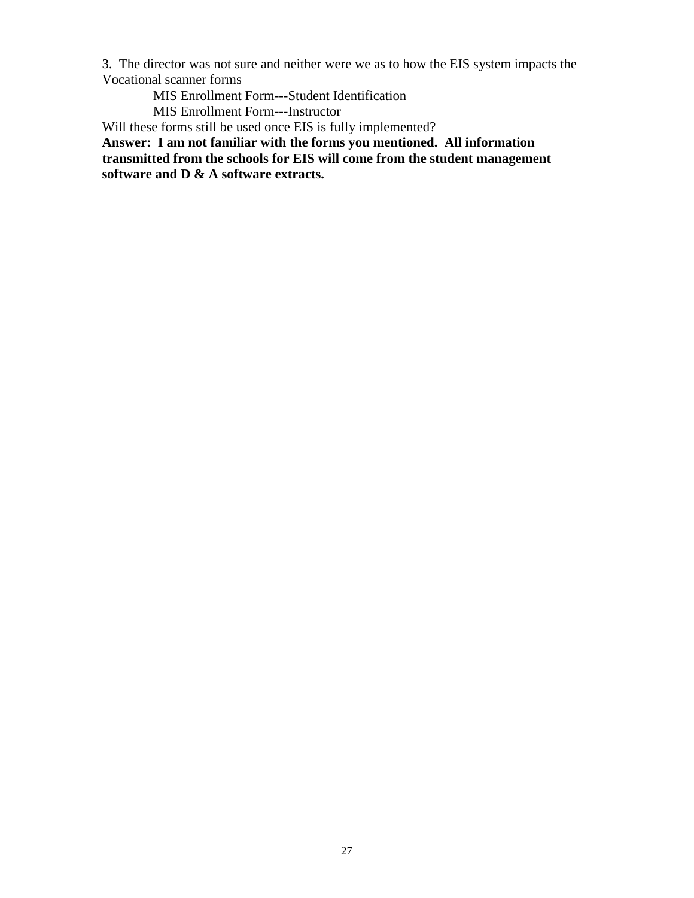3. The director was not sure and neither were we as to how the EIS system impacts the Vocational scanner forms

MIS Enrollment Form---Student Identification

MIS Enrollment Form---Instructor

Will these forms still be used once EIS is fully implemented?

**Answer: I am not familiar with the forms you mentioned. All information transmitted from the schools for EIS will come from the student management software and D & A software extracts.**